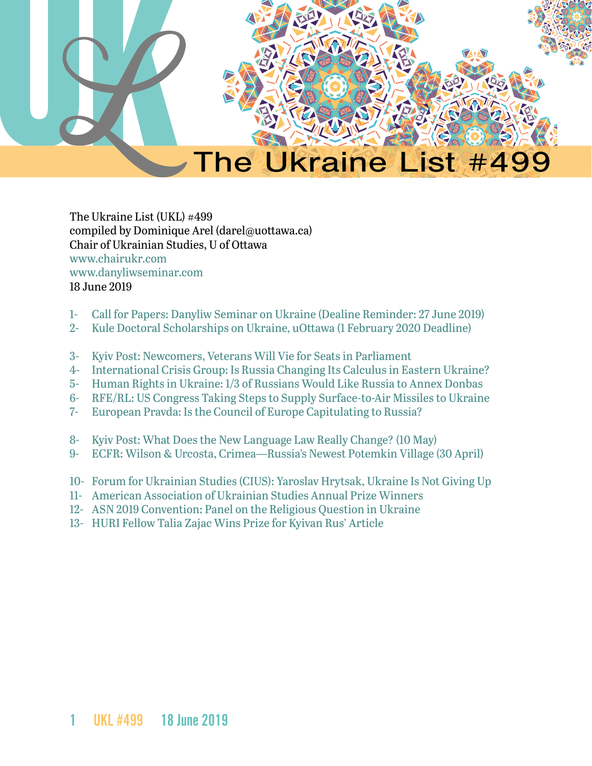# The Ukraine List #499

The Ukraine List (UKL) #499
compiled by Dominique Arel (darel@uottawa.ca)
Chair of Ukrainian Studies, U of Ottawa
www.chairukr.com
www.danyliwseminar.com
18 June 2019

1- Call for Papers: Danyliw Seminar on Ukraine (Dealine Reminder: 27 June 2019)
2- Kule Doctoral Scholarships on Ukraine, uOttawa (1 February 2020 Deadline)

3- Kyiv Post: Newcomers, Veterans Will Vie for Seats in Parliament
4- International Crisis Group: Is Russia Changing Its Calculus in Eastern Ukraine?
5- Human Rights in Ukraine: 1/3 of Russians Would Like Russia to Annex Donbas
6- RFE/RL: US Congress Taking Steps to Supply Surface-to-Air Missiles to Ukraine
7- European Pravda: Is the Council of Europe Capitulating to Russia?

8- Kyiv Post: What Does the New Language Law Really Change? (10 May)
9- ECFR: Wilson & Urcosta, Crimea—Russia's Newest Potemkin Village (30 April)

10- Forum for Ukrainian Studies (CIUS): Yaroslav Hrytsak, Ukraine Is Not Giving Up
11- American Association of Ukrainian Studies Annual Prize Winners
12- ASN 2019 Convention: Panel on the Religious Question in Ukraine
13- HURI Fellow Talia Zajac Wins Prize for Kyivan Rus' Article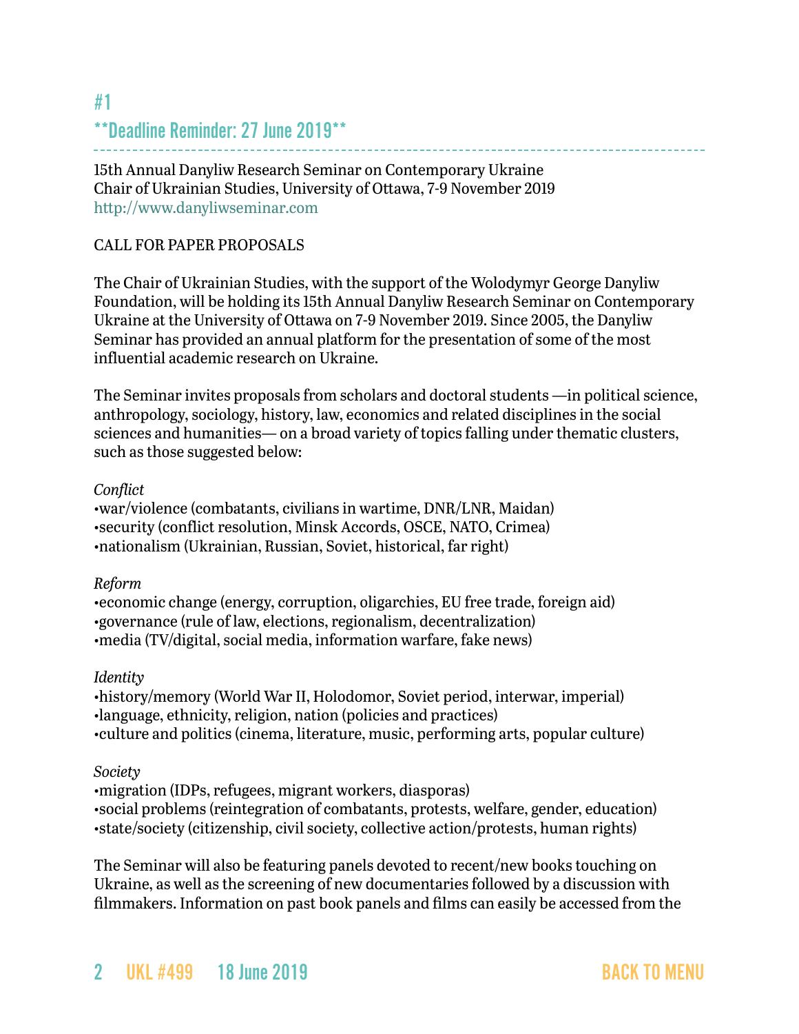## #1

## **Deadline Reminder: 27 June 2019**

15th Annual Danyliw Research Seminar on Contemporary Ukraine
Chair of Ukrainian Studies, University of Ottawa, 7-9 November 2019
http://www.danyliwseminar.com

CALL FOR PAPER PROPOSALS

The Chair of Ukrainian Studies, with the support of the Wolodymyr George Danyliw Foundation, will be holding its 15th Annual Danyliw Research Seminar on Contemporary Ukraine at the University of Ottawa on 7-9 November 2019. Since 2005, the Danyliw Seminar has provided an annual platform for the presentation of some of the most influential academic research on Ukraine.

The Seminar invites proposals from scholars and doctoral students —in political science, anthropology, sociology, history, law, economics and related disciplines in the social sciences and humanities— on a broad variety of topics falling under thematic clusters, such as those suggested below:

*Conflict*
•war/violence (combatants, civilians in wartime, DNR/LNR, Maidan)
•security (conflict resolution, Minsk Accords, OSCE, NATO, Crimea)
•nationalism (Ukrainian, Russian, Soviet, historical, far right)

*Reform*
•economic change (energy, corruption, oligarchies, EU free trade, foreign aid)
•governance (rule of law, elections, regionalism, decentralization)
•media (TV/digital, social media, information warfare, fake news)

*Identity*
•history/memory (World War II, Holodomor, Soviet period, interwar, imperial)
•language, ethnicity, religion, nation (policies and practices)
•culture and politics (cinema, literature, music, performing arts, popular culture)

*Society*
•migration (IDPs, refugees, migrant workers, diasporas)
•social problems (reintegration of combatants, protests, welfare, gender, education)
•state/society (citizenship, civil society, collective action/protests, human rights)

The Seminar will also be featuring panels devoted to recent/new books touching on Ukraine, as well as the screening of new documentaries followed by a discussion with filmmakers. Information on past book panels and films can easily be accessed from the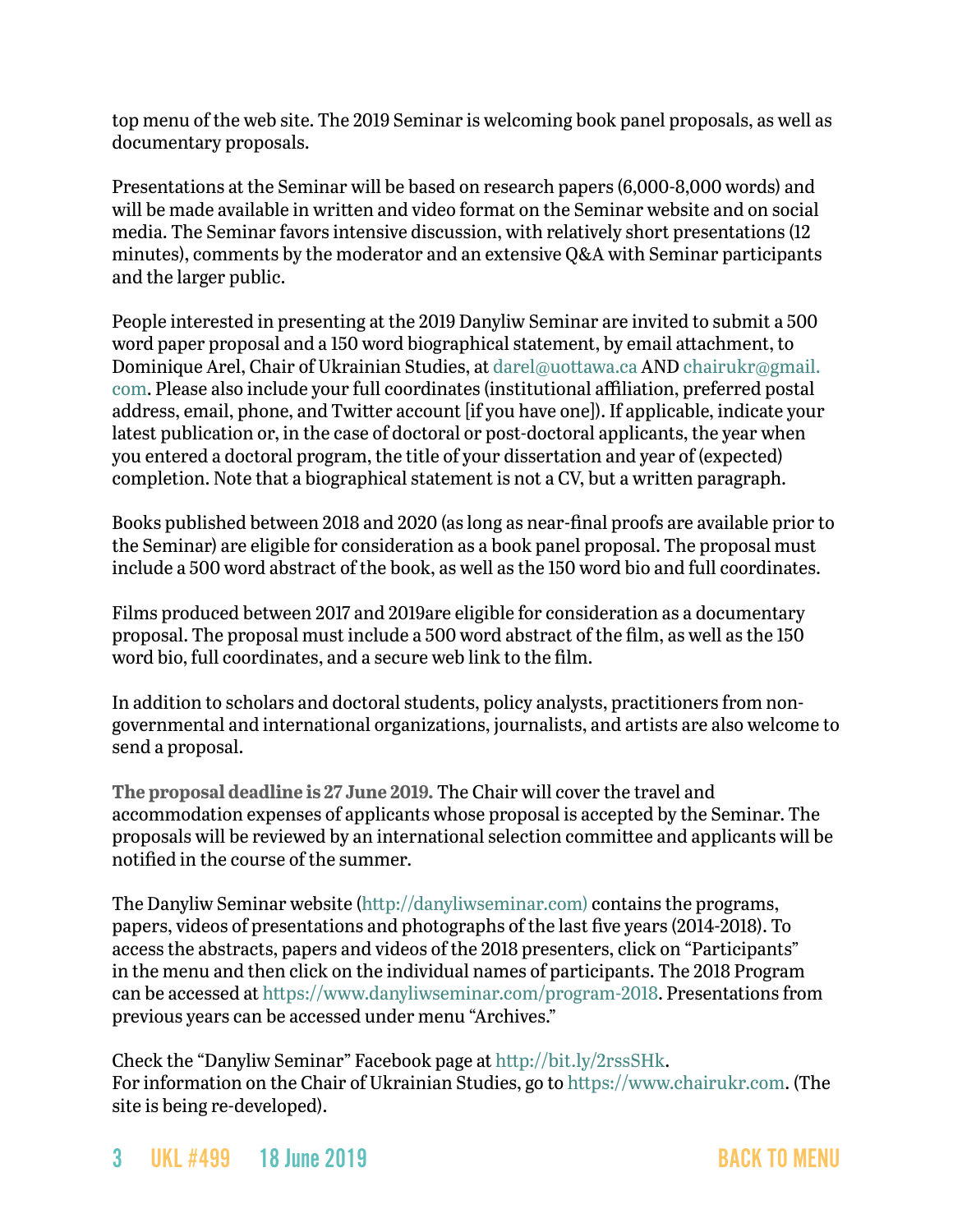top menu of the web site. The 2019 Seminar is welcoming book panel proposals, as well as documentary proposals.

Presentations at the Seminar will be based on research papers (6,000-8,000 words) and will be made available in written and video format on the Seminar website and on social media. The Seminar favors intensive discussion, with relatively short presentations (12 minutes), comments by the moderator and an extensive Q&A with Seminar participants and the larger public.

People interested in presenting at the 2019 Danyliw Seminar are invited to submit a 500 word paper proposal and a 150 word biographical statement, by email attachment, to Dominique Arel, Chair of Ukrainian Studies, at darel@uottawa.ca AND chairukr@gmail.com. Please also include your full coordinates (institutional affiliation, preferred postal address, email, phone, and Twitter account [if you have one]). If applicable, indicate your latest publication or, in the case of doctoral or post-doctoral applicants, the year when you entered a doctoral program, the title of your dissertation and year of (expected) completion. Note that a biographical statement is not a CV, but a written paragraph.

Books published between 2018 and 2020 (as long as near-final proofs are available prior to the Seminar) are eligible for consideration as a book panel proposal. The proposal must include a 500 word abstract of the book, as well as the 150 word bio and full coordinates.

Films produced between 2017 and 2019are eligible for consideration as a documentary proposal. The proposal must include a 500 word abstract of the film, as well as the 150 word bio, full coordinates, and a secure web link to the film.

In addition to scholars and doctoral students, policy analysts, practitioners from non-governmental and international organizations, journalists, and artists are also welcome to send a proposal.

**The proposal deadline is 27 June 2019.** The Chair will cover the travel and accommodation expenses of applicants whose proposal is accepted by the Seminar. The proposals will be reviewed by an international selection committee and applicants will be notified in the course of the summer.

The Danyliw Seminar website (http://danyliwseminar.com) contains the programs, papers, videos of presentations and photographs of the last five years (2014-2018). To access the abstracts, papers and videos of the 2018 presenters, click on "Participants" in the menu and then click on the individual names of participants. The 2018 Program can be accessed at https://www.danyliwseminar.com/program-2018. Presentations from previous years can be accessed under menu "Archives."

Check the "Danyliw Seminar" Facebook page at http://bit.ly/2rssSHk.
For information on the Chair of Ukrainian Studies, go to https://www.chairukr.com. (The site is being re-developed).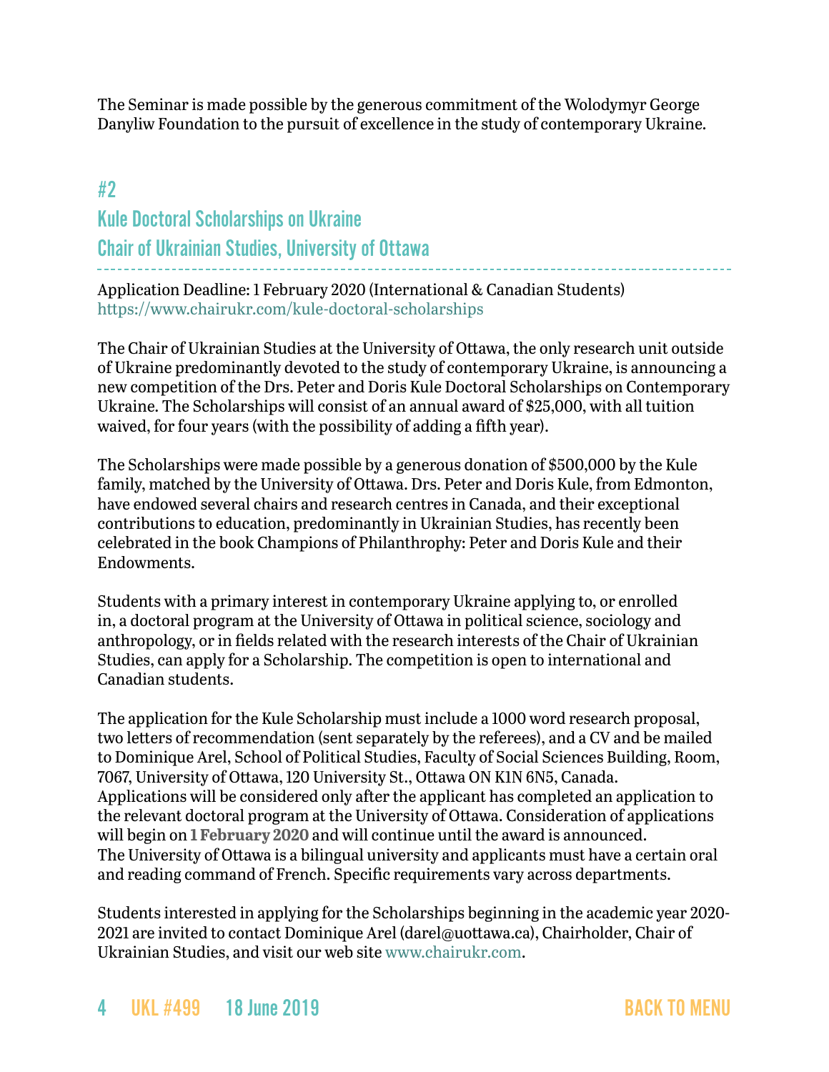The Seminar is made possible by the generous commitment of the Wolodymyr George Danyliw Foundation to the pursuit of excellence in the study of contemporary Ukraine.

## #2
## Kule Doctoral Scholarships on Ukraine
## Chair of Ukrainian Studies, University of Ottawa

Application Deadline: 1 February 2020 (International & Canadian Students)
https://www.chairukr.com/kule-doctoral-scholarships

The Chair of Ukrainian Studies at the University of Ottawa, the only research unit outside of Ukraine predominantly devoted to the study of contemporary Ukraine, is announcing a new competition of the Drs. Peter and Doris Kule Doctoral Scholarships on Contemporary Ukraine. The Scholarships will consist of an annual award of $25,000, with all tuition waived, for four years (with the possibility of adding a fifth year).

The Scholarships were made possible by a generous donation of $500,000 by the Kule family, matched by the University of Ottawa. Drs. Peter and Doris Kule, from Edmonton, have endowed several chairs and research centres in Canada, and their exceptional contributions to education, predominantly in Ukrainian Studies, has recently been celebrated in the book Champions of Philanthrophy: Peter and Doris Kule and their Endowments.

Students with a primary interest in contemporary Ukraine applying to, or enrolled in, a doctoral program at the University of Ottawa in political science, sociology and anthropology, or in fields related with the research interests of the Chair of Ukrainian Studies, can apply for a Scholarship. The competition is open to international and Canadian students.

The application for the Kule Scholarship must include a 1000 word research proposal, two letters of recommendation (sent separately by the referees), and a CV and be mailed to Dominique Arel, School of Political Studies, Faculty of Social Sciences Building, Room, 7067, University of Ottawa, 120 University St., Ottawa ON K1N 6N5, Canada. Applications will be considered only after the applicant has completed an application to the relevant doctoral program at the University of Ottawa. Consideration of applications will begin on **1 February 2020** and will continue until the award is announced. The University of Ottawa is a bilingual university and applicants must have a certain oral and reading command of French. Specific requirements vary across departments.

Students interested in applying for the Scholarships beginning in the academic year 2020-2021 are invited to contact Dominique Arel (darel@uottawa.ca), Chairholder, Chair of Ukrainian Studies, and visit our web site www.chairukr.com.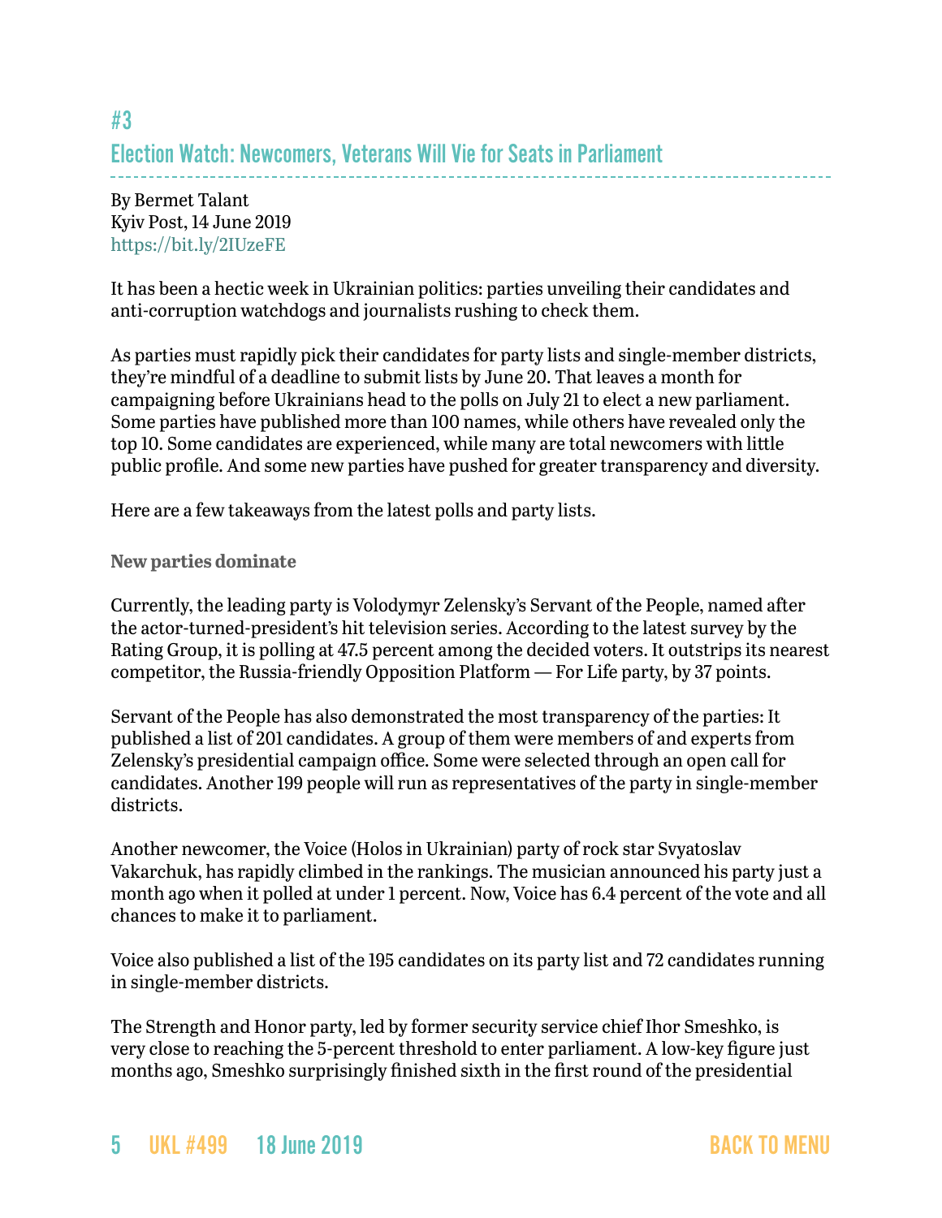## #3
## Election Watch: Newcomers, Veterans Will Vie for Seats in Parliament

By Bermet Talant
Kyiv Post, 14 June 2019
https://bit.ly/2IUzeFE

It has been a hectic week in Ukrainian politics: parties unveiling their candidates and anti-corruption watchdogs and journalists rushing to check them.

As parties must rapidly pick their candidates for party lists and single-member districts, they're mindful of a deadline to submit lists by June 20. That leaves a month for campaigning before Ukrainians head to the polls on July 21 to elect a new parliament. Some parties have published more than 100 names, while others have revealed only the top 10. Some candidates are experienced, while many are total newcomers with little public profile. And some new parties have pushed for greater transparency and diversity.

Here are a few takeaways from the latest polls and party lists.

**New parties dominate**

Currently, the leading party is Volodymyr Zelensky's Servant of the People, named after the actor-turned-president's hit television series. According to the latest survey by the Rating Group, it is polling at 47.5 percent among the decided voters. It outstrips its nearest competitor, the Russia-friendly Opposition Platform — For Life party, by 37 points.

Servant of the People has also demonstrated the most transparency of the parties: It published a list of 201 candidates. A group of them were members of and experts from Zelensky's presidential campaign office. Some were selected through an open call for candidates. Another 199 people will run as representatives of the party in single-member districts.

Another newcomer, the Voice (Holos in Ukrainian) party of rock star Svyatoslav Vakarchuk, has rapidly climbed in the rankings. The musician announced his party just a month ago when it polled at under 1 percent. Now, Voice has 6.4 percent of the vote and all chances to make it to parliament.

Voice also published a list of the 195 candidates on its party list and 72 candidates running in single-member districts.

The Strength and Honor party, led by former security service chief Ihor Smeshko, is very close to reaching the 5-percent threshold to enter parliament. A low-key figure just months ago, Smeshko surprisingly finished sixth in the first round of the presidential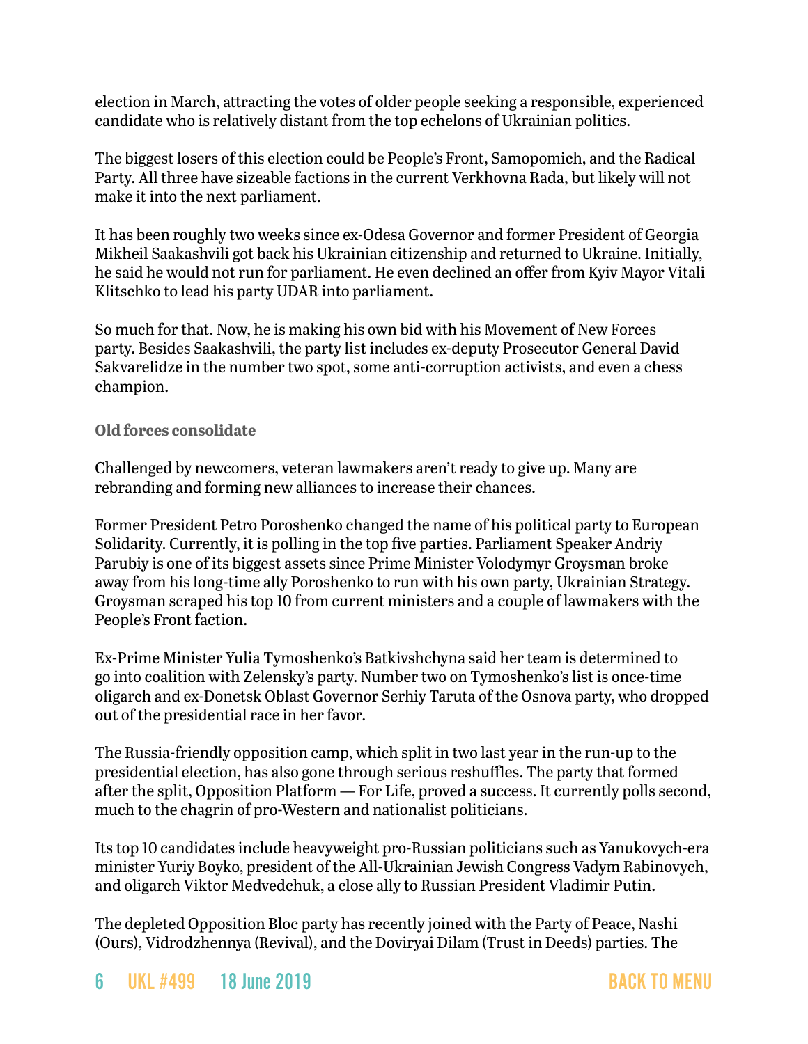election in March, attracting the votes of older people seeking a responsible, experienced candidate who is relatively distant from the top echelons of Ukrainian politics.

The biggest losers of this election could be People's Front, Samopomich, and the Radical Party. All three have sizeable factions in the current Verkhovna Rada, but likely will not make it into the next parliament.

It has been roughly two weeks since ex-Odesa Governor and former President of Georgia Mikheil Saakashvili got back his Ukrainian citizenship and returned to Ukraine. Initially, he said he would not run for parliament. He even declined an offer from Kyiv Mayor Vitali Klitschko to lead his party UDAR into parliament.

So much for that. Now, he is making his own bid with his Movement of New Forces party. Besides Saakashvili, the party list includes ex-deputy Prosecutor General David Sakvarelidze in the number two spot, some anti-corruption activists, and even a chess champion.

### Old forces consolidate

Challenged by newcomers, veteran lawmakers aren't ready to give up. Many are rebranding and forming new alliances to increase their chances.

Former President Petro Poroshenko changed the name of his political party to European Solidarity. Currently, it is polling in the top five parties. Parliament Speaker Andriy Parubiy is one of its biggest assets since Prime Minister Volodymyr Groysman broke away from his long-time ally Poroshenko to run with his own party, Ukrainian Strategy. Groysman scraped his top 10 from current ministers and a couple of lawmakers with the People's Front faction.

Ex-Prime Minister Yulia Tymoshenko's Batkivshchyna said her team is determined to go into coalition with Zelensky's party. Number two on Tymoshenko's list is once-time oligarch and ex-Donetsk Oblast Governor Serhiy Taruta of the Osnova party, who dropped out of the presidential race in her favor.

The Russia-friendly opposition camp, which split in two last year in the run-up to the presidential election, has also gone through serious reshuffles. The party that formed after the split, Opposition Platform — For Life, proved a success. It currently polls second, much to the chagrin of pro-Western and nationalist politicians.

Its top 10 candidates include heavyweight pro-Russian politicians such as Yanukovych-era minister Yuriy Boyko, president of the All-Ukrainian Jewish Congress Vadym Rabinovych, and oligarch Viktor Medvedchuk, a close ally to Russian President Vladimir Putin.

The depleted Opposition Bloc party has recently joined with the Party of Peace, Nashi (Ours), Vidrodzhennya (Revival), and the Doviryai Dilam (Trust in Deeds) parties. The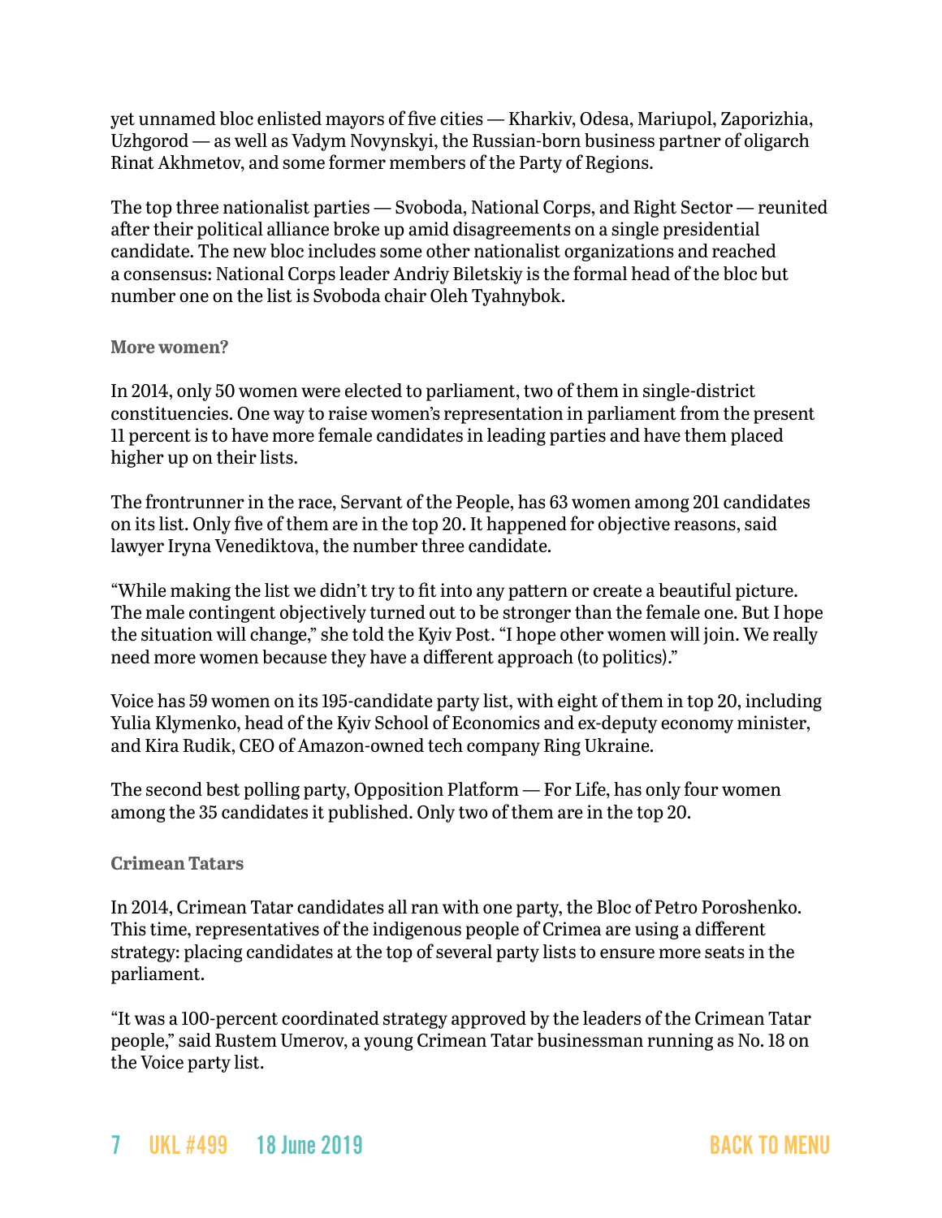yet unnamed bloc enlisted mayors of five cities — Kharkiv, Odesa, Mariupol, Zaporizhia, Uzhgorod — as well as Vadym Novynskyi, the Russian-born business partner of oligarch Rinat Akhmetov, and some former members of the Party of Regions.

The top three nationalist parties — Svoboda, National Corps, and Right Sector — reunited after their political alliance broke up amid disagreements on a single presidential candidate. The new bloc includes some other nationalist organizations and reached a consensus: National Corps leader Andriy Biletskiy is the formal head of the bloc but number one on the list is Svoboda chair Oleh Tyahnybok.

### More women?

In 2014, only 50 women were elected to parliament, two of them in single-district constituencies. One way to raise women's representation in parliament from the present 11 percent is to have more female candidates in leading parties and have them placed higher up on their lists.

The frontrunner in the race, Servant of the People, has 63 women among 201 candidates on its list. Only five of them are in the top 20. It happened for objective reasons, said lawyer Iryna Venediktova, the number three candidate.

"While making the list we didn't try to fit into any pattern or create a beautiful picture. The male contingent objectively turned out to be stronger than the female one. But I hope the situation will change," she told the Kyiv Post. "I hope other women will join. We really need more women because they have a different approach (to politics)."

Voice has 59 women on its 195-candidate party list, with eight of them in top 20, including Yulia Klymenko, head of the Kyiv School of Economics and ex-deputy economy minister, and Kira Rudik, CEO of Amazon-owned tech company Ring Ukraine.

The second best polling party, Opposition Platform — For Life, has only four women among the 35 candidates it published. Only two of them are in the top 20.

### Crimean Tatars

In 2014, Crimean Tatar candidates all ran with one party, the Bloc of Petro Poroshenko. This time, representatives of the indigenous people of Crimea are using a different strategy: placing candidates at the top of several party lists to ensure more seats in the parliament.

"It was a 100-percent coordinated strategy approved by the leaders of the Crimean Tatar people," said Rustem Umerov, a young Crimean Tatar businessman running as No. 18 on the Voice party list.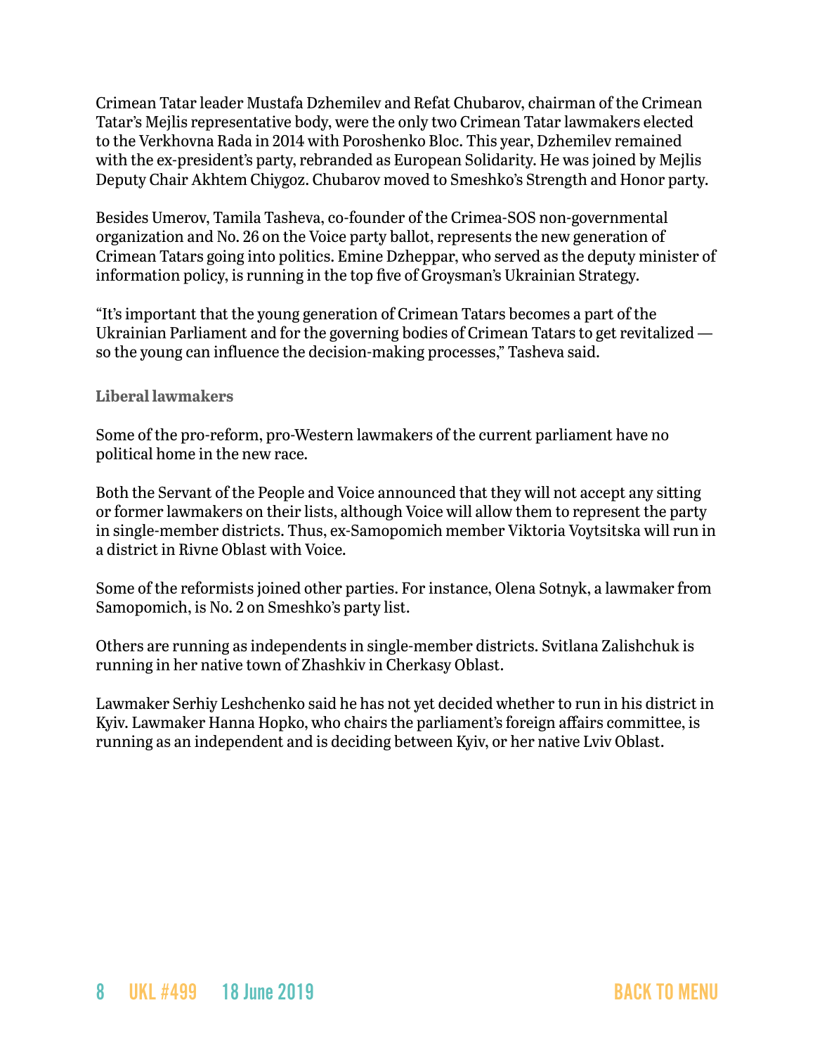Crimean Tatar leader Mustafa Dzhemilev and Refat Chubarov, chairman of the Crimean Tatar's Mejlis representative body, were the only two Crimean Tatar lawmakers elected to the Verkhovna Rada in 2014 with Poroshenko Bloc. This year, Dzhemilev remained with the ex-president's party, rebranded as European Solidarity. He was joined by Mejlis Deputy Chair Akhtem Chiygoz. Chubarov moved to Smeshko's Strength and Honor party.

Besides Umerov, Tamila Tasheva, co-founder of the Crimea-SOS non-governmental organization and No. 26 on the Voice party ballot, represents the new generation of Crimean Tatars going into politics. Emine Dzheppar, who served as the deputy minister of information policy, is running in the top five of Groysman's Ukrainian Strategy.

"It's important that the young generation of Crimean Tatars becomes a part of the Ukrainian Parliament and for the governing bodies of Crimean Tatars to get revitalized — so the young can influence the decision-making processes," Tasheva said.

### Liberal lawmakers

Some of the pro-reform, pro-Western lawmakers of the current parliament have no political home in the new race.

Both the Servant of the People and Voice announced that they will not accept any sitting or former lawmakers on their lists, although Voice will allow them to represent the party in single-member districts. Thus, ex-Samopomich member Viktoria Voytsitska will run in a district in Rivne Oblast with Voice.

Some of the reformists joined other parties. For instance, Olena Sotnyk, a lawmaker from Samopomich, is No. 2 on Smeshko's party list.

Others are running as independents in single-member districts. Svitlana Zalishchuk is running in her native town of Zhashkiv in Cherkasy Oblast.

Lawmaker Serhiy Leshchenko said he has not yet decided whether to run in his district in Kyiv. Lawmaker Hanna Hopko, who chairs the parliament's foreign affairs committee, is running as an independent and is deciding between Kyiv, or her native Lviv Oblast.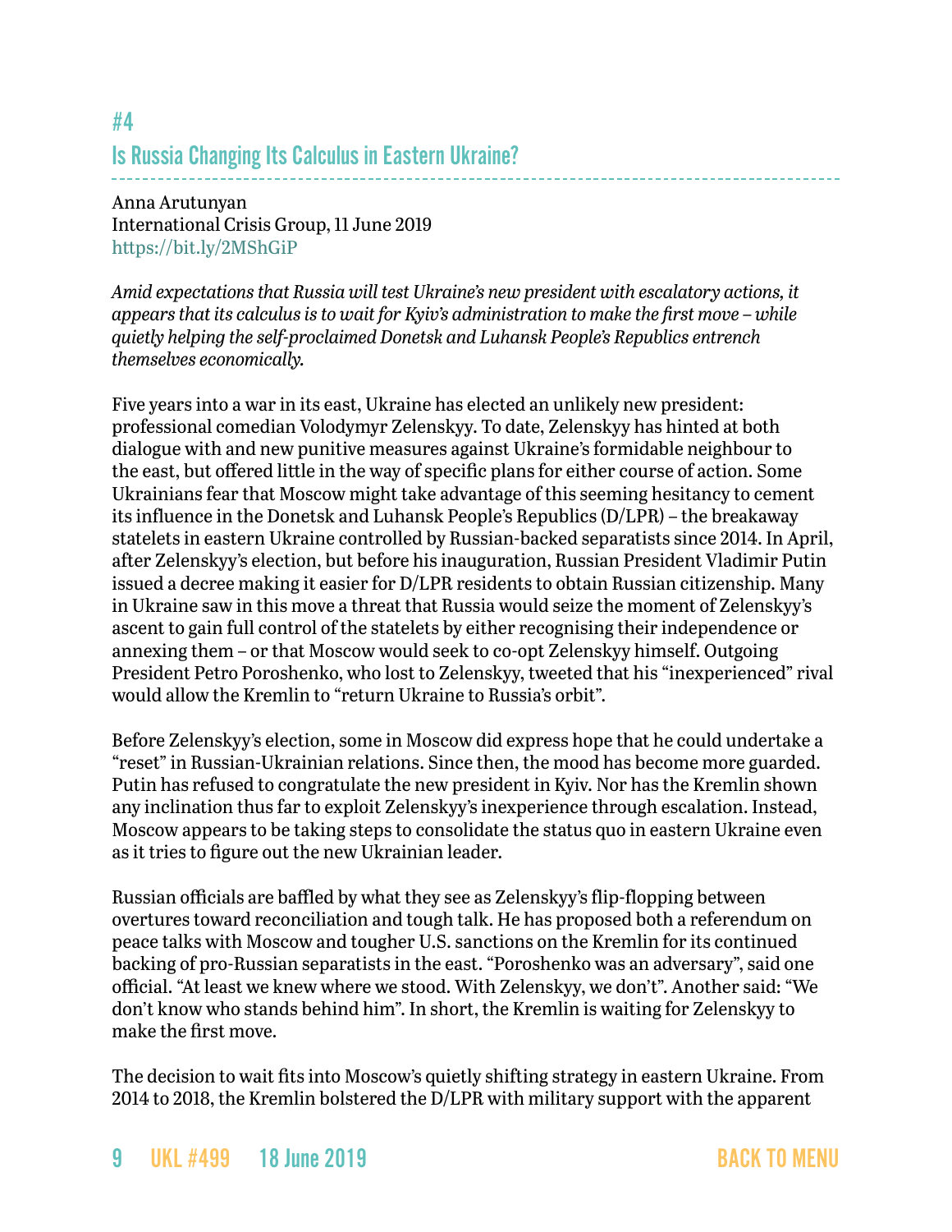## #4
## Is Russia Changing Its Calculus in Eastern Ukraine?

Anna Arutunyan
International Crisis Group, 11 June 2019
https://bit.ly/2MShGiP

*Amid expectations that Russia will test Ukraine's new president with escalatory actions, it appears that its calculus is to wait for Kyiv's administration to make the first move – while quietly helping the self-proclaimed Donetsk and Luhansk People's Republics entrench themselves economically.*

Five years into a war in its east, Ukraine has elected an unlikely new president: professional comedian Volodymyr Zelenskyy. To date, Zelenskyy has hinted at both dialogue with and new punitive measures against Ukraine's formidable neighbour to the east, but offered little in the way of specific plans for either course of action. Some Ukrainians fear that Moscow might take advantage of this seeming hesitancy to cement its influence in the Donetsk and Luhansk People's Republics (D/LPR) – the breakaway statelets in eastern Ukraine controlled by Russian-backed separatists since 2014. In April, after Zelenskyy's election, but before his inauguration, Russian President Vladimir Putin issued a decree making it easier for D/LPR residents to obtain Russian citizenship. Many in Ukraine saw in this move a threat that Russia would seize the moment of Zelenskyy's ascent to gain full control of the statelets by either recognising their independence or annexing them – or that Moscow would seek to co-opt Zelenskyy himself. Outgoing President Petro Poroshenko, who lost to Zelenskyy, tweeted that his "inexperienced" rival would allow the Kremlin to "return Ukraine to Russia's orbit".

Before Zelenskyy's election, some in Moscow did express hope that he could undertake a "reset" in Russian-Ukrainian relations. Since then, the mood has become more guarded. Putin has refused to congratulate the new president in Kyiv. Nor has the Kremlin shown any inclination thus far to exploit Zelenskyy's inexperience through escalation. Instead, Moscow appears to be taking steps to consolidate the status quo in eastern Ukraine even as it tries to figure out the new Ukrainian leader.

Russian officials are baffled by what they see as Zelenskyy's flip-flopping between overtures toward reconciliation and tough talk. He has proposed both a referendum on peace talks with Moscow and tougher U.S. sanctions on the Kremlin for its continued backing of pro-Russian separatists in the east. "Poroshenko was an adversary", said one official. "At least we knew where we stood. With Zelenskyy, we don't". Another said: "We don't know who stands behind him". In short, the Kremlin is waiting for Zelenskyy to make the first move.

The decision to wait fits into Moscow's quietly shifting strategy in eastern Ukraine. From 2014 to 2018, the Kremlin bolstered the D/LPR with military support with the apparent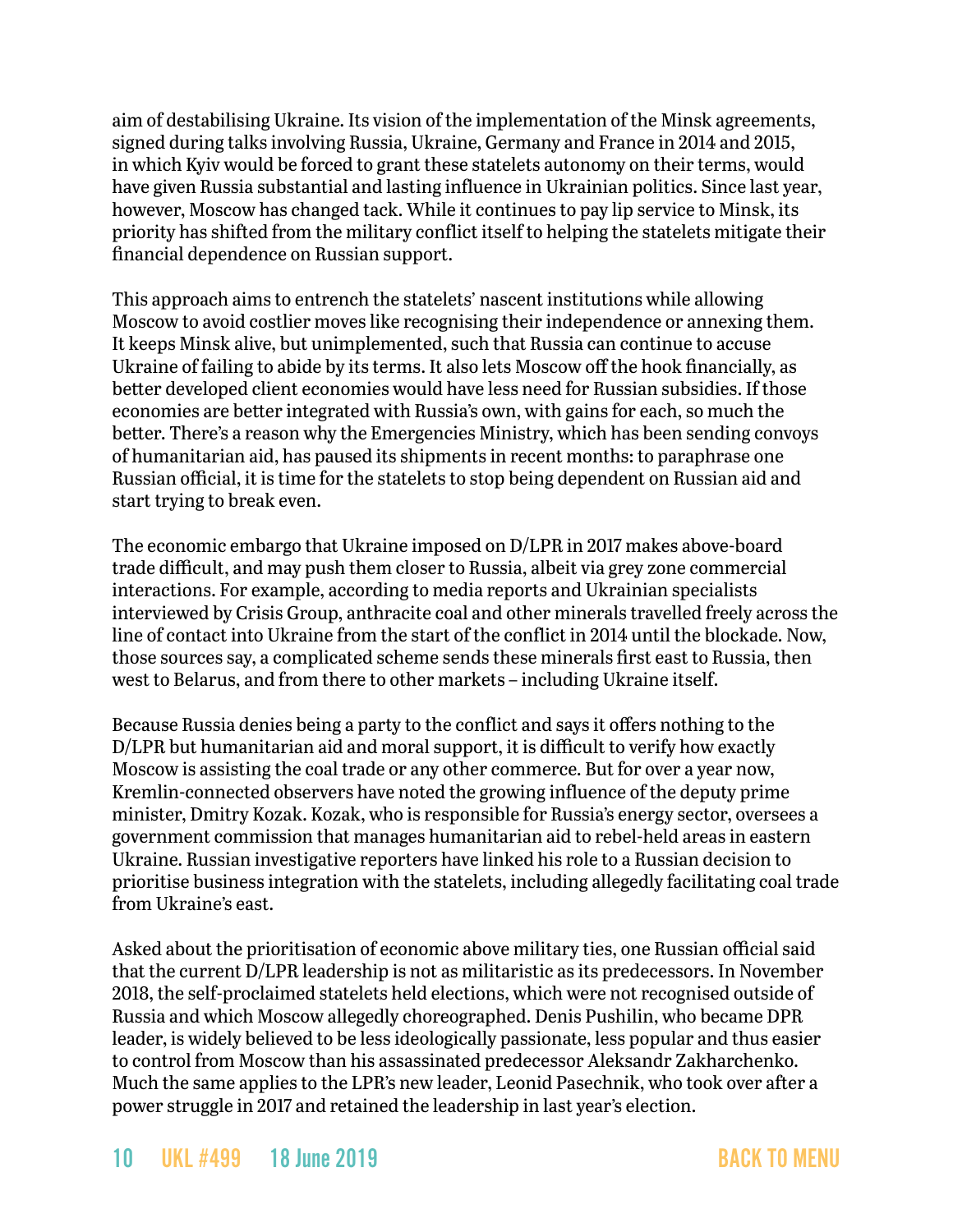aim of destabilising Ukraine. Its vision of the implementation of the Minsk agreements, signed during talks involving Russia, Ukraine, Germany and France in 2014 and 2015, in which Kyiv would be forced to grant these statelets autonomy on their terms, would have given Russia substantial and lasting influence in Ukrainian politics. Since last year, however, Moscow has changed tack. While it continues to pay lip service to Minsk, its priority has shifted from the military conflict itself to helping the statelets mitigate their financial dependence on Russian support.

This approach aims to entrench the statelets' nascent institutions while allowing Moscow to avoid costlier moves like recognising their independence or annexing them. It keeps Minsk alive, but unimplemented, such that Russia can continue to accuse Ukraine of failing to abide by its terms. It also lets Moscow off the hook financially, as better developed client economies would have less need for Russian subsidies. If those economies are better integrated with Russia's own, with gains for each, so much the better. There's a reason why the Emergencies Ministry, which has been sending convoys of humanitarian aid, has paused its shipments in recent months: to paraphrase one Russian official, it is time for the statelets to stop being dependent on Russian aid and start trying to break even.

The economic embargo that Ukraine imposed on D/LPR in 2017 makes above-board trade difficult, and may push them closer to Russia, albeit via grey zone commercial interactions. For example, according to media reports and Ukrainian specialists interviewed by Crisis Group, anthracite coal and other minerals travelled freely across the line of contact into Ukraine from the start of the conflict in 2014 until the blockade. Now, those sources say, a complicated scheme sends these minerals first east to Russia, then west to Belarus, and from there to other markets – including Ukraine itself.

Because Russia denies being a party to the conflict and says it offers nothing to the D/LPR but humanitarian aid and moral support, it is difficult to verify how exactly Moscow is assisting the coal trade or any other commerce. But for over a year now, Kremlin-connected observers have noted the growing influence of the deputy prime minister, Dmitry Kozak. Kozak, who is responsible for Russia's energy sector, oversees a government commission that manages humanitarian aid to rebel-held areas in eastern Ukraine. Russian investigative reporters have linked his role to a Russian decision to prioritise business integration with the statelets, including allegedly facilitating coal trade from Ukraine's east.

Asked about the prioritisation of economic above military ties, one Russian official said that the current D/LPR leadership is not as militaristic as its predecessors. In November 2018, the self-proclaimed statelets held elections, which were not recognised outside of Russia and which Moscow allegedly choreographed. Denis Pushilin, who became DPR leader, is widely believed to be less ideologically passionate, less popular and thus easier to control from Moscow than his assassinated predecessor Aleksandr Zakharchenko. Much the same applies to the LPR's new leader, Leonid Pasechnik, who took over after a power struggle in 2017 and retained the leadership in last year's election.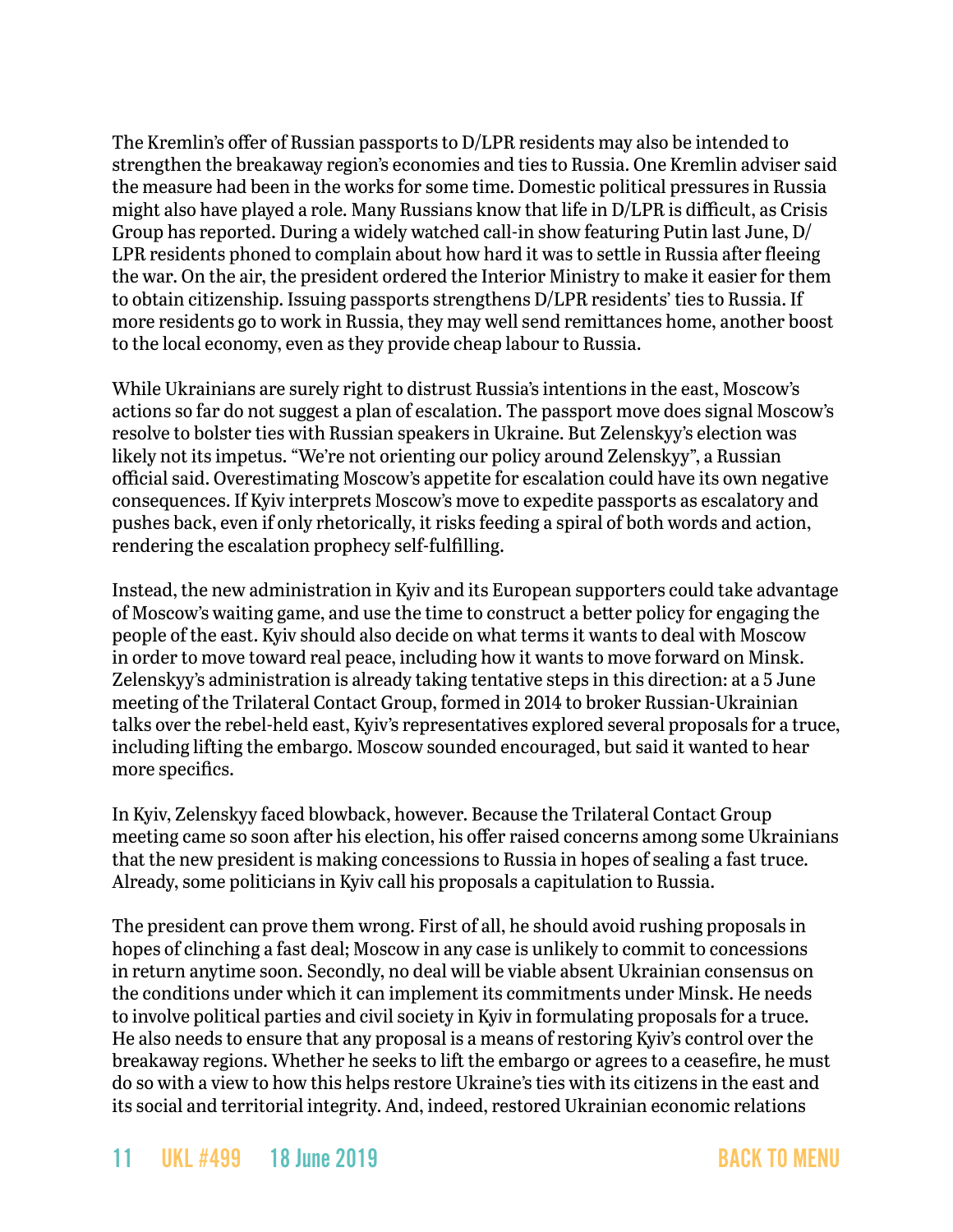The Kremlin's offer of Russian passports to D/LPR residents may also be intended to strengthen the breakaway region's economies and ties to Russia. One Kremlin adviser said the measure had been in the works for some time. Domestic political pressures in Russia might also have played a role. Many Russians know that life in D/LPR is difficult, as Crisis Group has reported. During a widely watched call-in show featuring Putin last June, D/LPR residents phoned to complain about how hard it was to settle in Russia after fleeing the war. On the air, the president ordered the Interior Ministry to make it easier for them to obtain citizenship. Issuing passports strengthens D/LPR residents' ties to Russia. If more residents go to work in Russia, they may well send remittances home, another boost to the local economy, even as they provide cheap labour to Russia.

While Ukrainians are surely right to distrust Russia's intentions in the east, Moscow's actions so far do not suggest a plan of escalation. The passport move does signal Moscow's resolve to bolster ties with Russian speakers in Ukraine. But Zelenskyy's election was likely not its impetus. "We're not orienting our policy around Zelenskyy", a Russian official said. Overestimating Moscow's appetite for escalation could have its own negative consequences. If Kyiv interprets Moscow's move to expedite passports as escalatory and pushes back, even if only rhetorically, it risks feeding a spiral of both words and action, rendering the escalation prophecy self-fulfilling.

Instead, the new administration in Kyiv and its European supporters could take advantage of Moscow's waiting game, and use the time to construct a better policy for engaging the people of the east. Kyiv should also decide on what terms it wants to deal with Moscow in order to move toward real peace, including how it wants to move forward on Minsk. Zelenskyy's administration is already taking tentative steps in this direction: at a 5 June meeting of the Trilateral Contact Group, formed in 2014 to broker Russian-Ukrainian talks over the rebel-held east, Kyiv's representatives explored several proposals for a truce, including lifting the embargo. Moscow sounded encouraged, but said it wanted to hear more specifics.

In Kyiv, Zelenskyy faced blowback, however. Because the Trilateral Contact Group meeting came so soon after his election, his offer raised concerns among some Ukrainians that the new president is making concessions to Russia in hopes of sealing a fast truce. Already, some politicians in Kyiv call his proposals a capitulation to Russia.

The president can prove them wrong. First of all, he should avoid rushing proposals in hopes of clinching a fast deal; Moscow in any case is unlikely to commit to concessions in return anytime soon. Secondly, no deal will be viable absent Ukrainian consensus on the conditions under which it can implement its commitments under Minsk. He needs to involve political parties and civil society in Kyiv in formulating proposals for a truce. He also needs to ensure that any proposal is a means of restoring Kyiv's control over the breakaway regions. Whether he seeks to lift the embargo or agrees to a ceasefire, he must do so with a view to how this helps restore Ukraine's ties with its citizens in the east and its social and territorial integrity. And, indeed, restored Ukrainian economic relations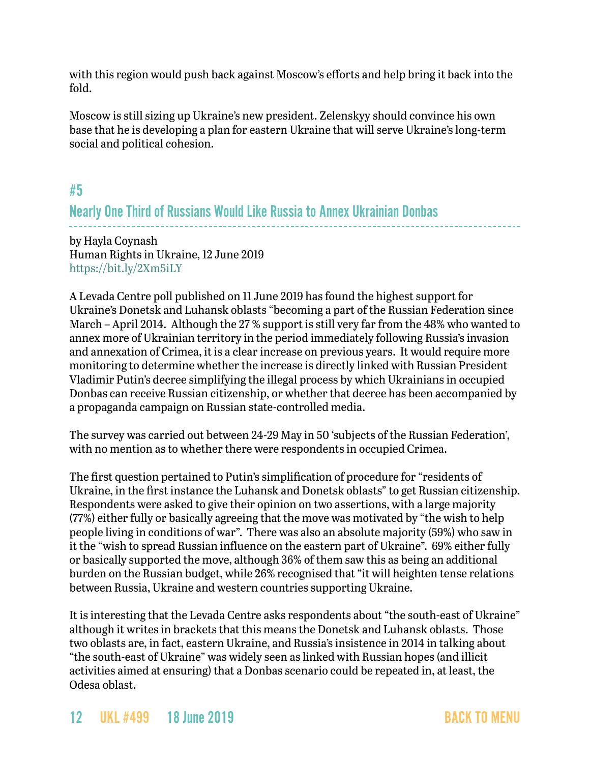with this region would push back against Moscow's efforts and help bring it back into the fold.

Moscow is still sizing up Ukraine's new president. Zelenskyy should convince his own base that he is developing a plan for eastern Ukraine that will serve Ukraine's long-term social and political cohesion.

## #5

## Nearly One Third of Russians Would Like Russia to Annex Ukrainian Donbas

by Hayla Coynash
Human Rights in Ukraine, 12 June 2019
https://bit.ly/2Xm5iLY

A Levada Centre poll published on 11 June 2019 has found the highest support for Ukraine's Donetsk and Luhansk oblasts "becoming a part of the Russian Federation since March – April 2014. Although the 27 % support is still very far from the 48% who wanted to annex more of Ukrainian territory in the period immediately following Russia's invasion and annexation of Crimea, it is a clear increase on previous years. It would require more monitoring to determine whether the increase is directly linked with Russian President Vladimir Putin's decree simplifying the illegal process by which Ukrainians in occupied Donbas can receive Russian citizenship, or whether that decree has been accompanied by a propaganda campaign on Russian state-controlled media.

The survey was carried out between 24-29 May in 50 'subjects of the Russian Federation', with no mention as to whether there were respondents in occupied Crimea.

The first question pertained to Putin's simplification of procedure for "residents of Ukraine, in the first instance the Luhansk and Donetsk oblasts" to get Russian citizenship. Respondents were asked to give their opinion on two assertions, with a large majority (77%) either fully or basically agreeing that the move was motivated by "the wish to help people living in conditions of war". There was also an absolute majority (59%) who saw in it the "wish to spread Russian influence on the eastern part of Ukraine". 69% either fully or basically supported the move, although 36% of them saw this as being an additional burden on the Russian budget, while 26% recognised that "it will heighten tense relations between Russia, Ukraine and western countries supporting Ukraine.

It is interesting that the Levada Centre asks respondents about "the south-east of Ukraine" although it writes in brackets that this means the Donetsk and Luhansk oblasts. Those two oblasts are, in fact, eastern Ukraine, and Russia's insistence in 2014 in talking about "the south-east of Ukraine" was widely seen as linked with Russian hopes (and illicit activities aimed at ensuring) that a Donbas scenario could be repeated in, at least, the Odesa oblast.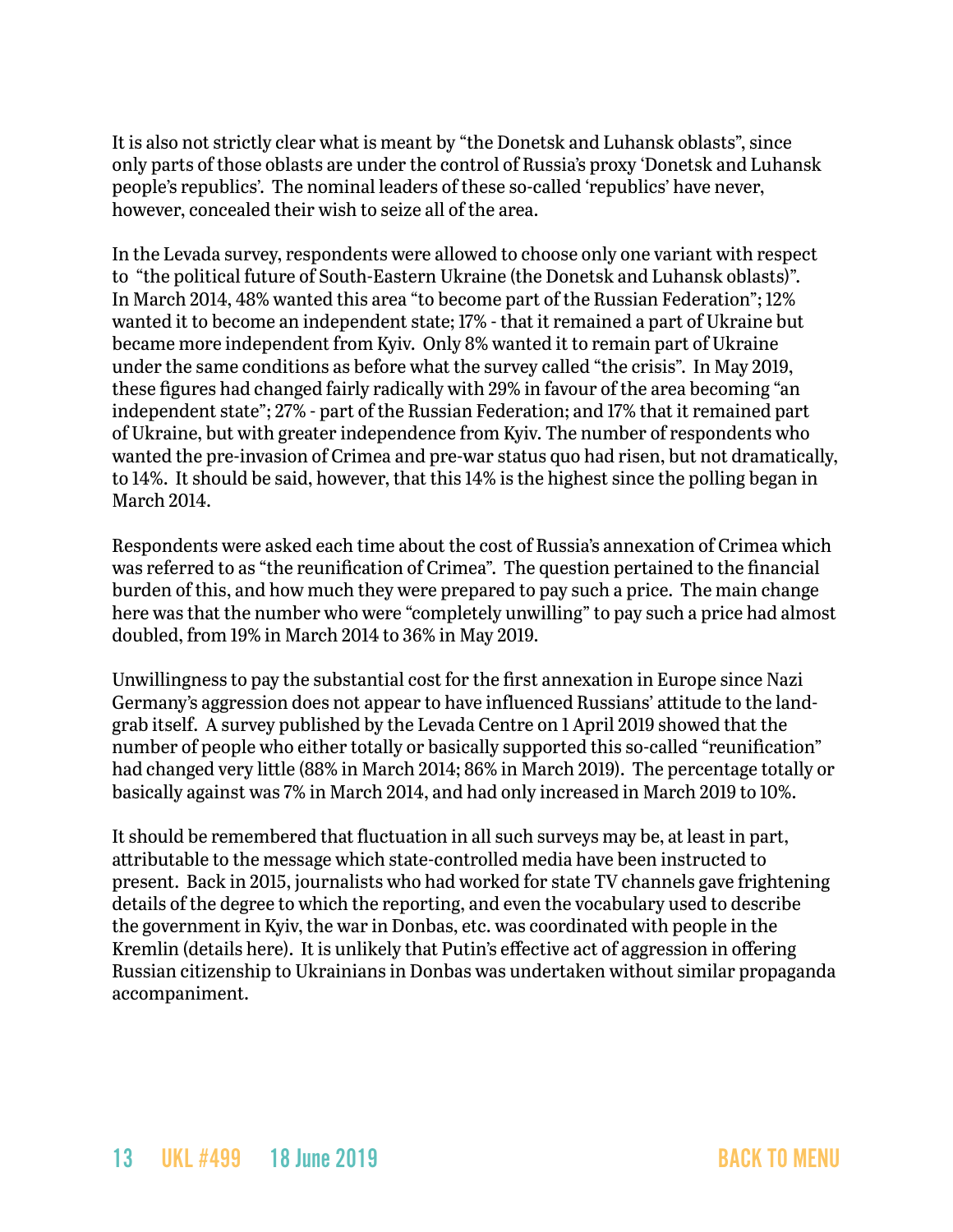It is also not strictly clear what is meant by "the Donetsk and Luhansk oblasts", since only parts of those oblasts are under the control of Russia's proxy 'Donetsk and Luhansk people's republics'. The nominal leaders of these so-called 'republics' have never, however, concealed their wish to seize all of the area.

In the Levada survey, respondents were allowed to choose only one variant with respect to "the political future of South-Eastern Ukraine (the Donetsk and Luhansk oblasts)". In March 2014, 48% wanted this area "to become part of the Russian Federation"; 12% wanted it to become an independent state; 17% - that it remained a part of Ukraine but became more independent from Kyiv. Only 8% wanted it to remain part of Ukraine under the same conditions as before what the survey called "the crisis". In May 2019, these figures had changed fairly radically with 29% in favour of the area becoming "an independent state"; 27% - part of the Russian Federation; and 17% that it remained part of Ukraine, but with greater independence from Kyiv. The number of respondents who wanted the pre-invasion of Crimea and pre-war status quo had risen, but not dramatically, to 14%. It should be said, however, that this 14% is the highest since the polling began in March 2014.

Respondents were asked each time about the cost of Russia's annexation of Crimea which was referred to as "the reunification of Crimea". The question pertained to the financial burden of this, and how much they were prepared to pay such a price. The main change here was that the number who were "completely unwilling" to pay such a price had almost doubled, from 19% in March 2014 to 36% in May 2019.

Unwillingness to pay the substantial cost for the first annexation in Europe since Nazi Germany's aggression does not appear to have influenced Russians' attitude to the land-grab itself. A survey published by the Levada Centre on 1 April 2019 showed that the number of people who either totally or basically supported this so-called "reunification" had changed very little (88% in March 2014; 86% in March 2019). The percentage totally or basically against was 7% in March 2014, and had only increased in March 2019 to 10%.

It should be remembered that fluctuation in all such surveys may be, at least in part, attributable to the message which state-controlled media have been instructed to present. Back in 2015, journalists who had worked for state TV channels gave frightening details of the degree to which the reporting, and even the vocabulary used to describe the government in Kyiv, the war in Donbas, etc. was coordinated with people in the Kremlin (details here). It is unlikely that Putin's effective act of aggression in offering Russian citizenship to Ukrainians in Donbas was undertaken without similar propaganda accompaniment.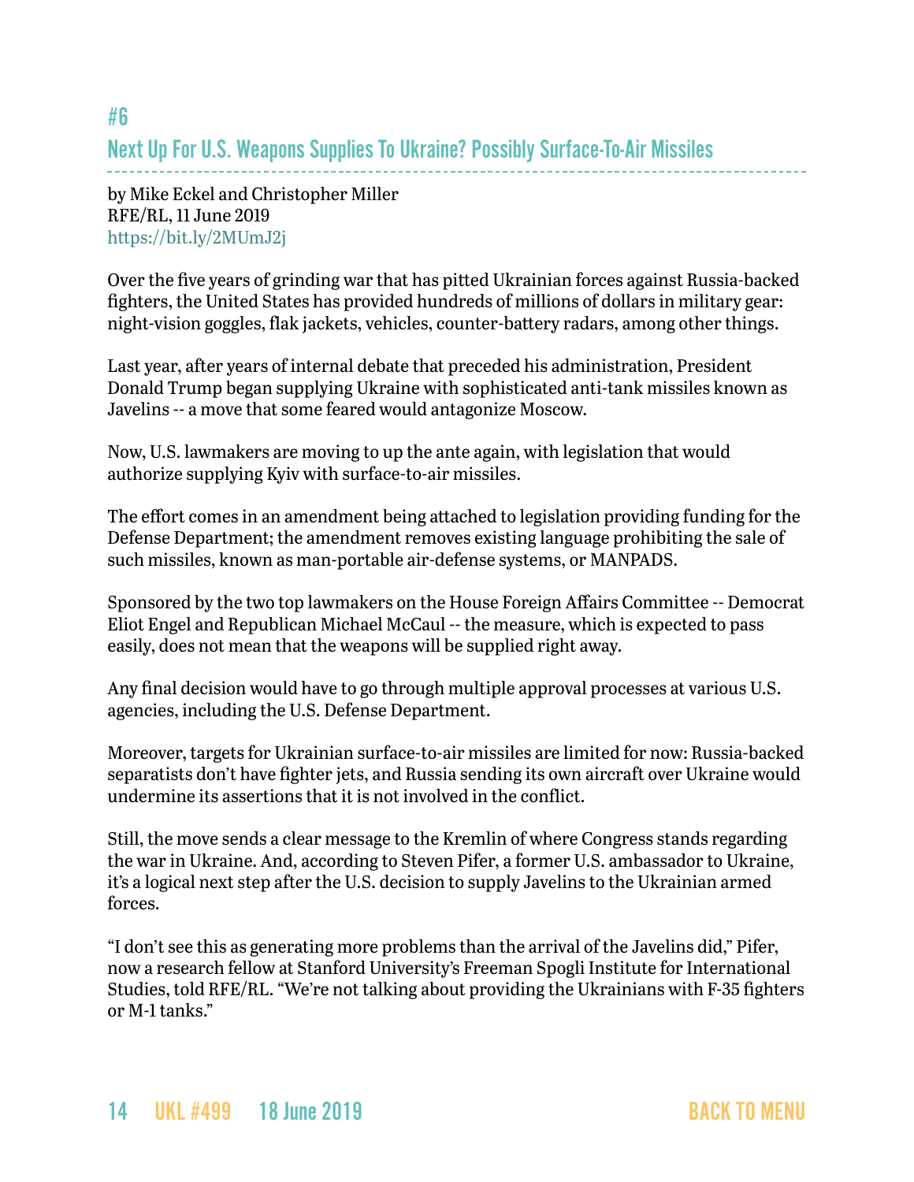## #6

## Next Up For U.S. Weapons Supplies To Ukraine? Possibly Surface-To-Air Missiles

by Mike Eckel and Christopher Miller
RFE/RL, 11 June 2019
https://bit.ly/2MUmJ2j

Over the five years of grinding war that has pitted Ukrainian forces against Russia-backed fighters, the United States has provided hundreds of millions of dollars in military gear: night-vision goggles, flak jackets, vehicles, counter-battery radars, among other things.

Last year, after years of internal debate that preceded his administration, President Donald Trump began supplying Ukraine with sophisticated anti-tank missiles known as Javelins -- a move that some feared would antagonize Moscow.

Now, U.S. lawmakers are moving to up the ante again, with legislation that would authorize supplying Kyiv with surface-to-air missiles.

The effort comes in an amendment being attached to legislation providing funding for the Defense Department; the amendment removes existing language prohibiting the sale of such missiles, known as man-portable air-defense systems, or MANPADS.

Sponsored by the two top lawmakers on the House Foreign Affairs Committee -- Democrat Eliot Engel and Republican Michael McCaul -- the measure, which is expected to pass easily, does not mean that the weapons will be supplied right away.

Any final decision would have to go through multiple approval processes at various U.S. agencies, including the U.S. Defense Department.

Moreover, targets for Ukrainian surface-to-air missiles are limited for now: Russia-backed separatists don't have fighter jets, and Russia sending its own aircraft over Ukraine would undermine its assertions that it is not involved in the conflict.

Still, the move sends a clear message to the Kremlin of where Congress stands regarding the war in Ukraine. And, according to Steven Pifer, a former U.S. ambassador to Ukraine, it's a logical next step after the U.S. decision to supply Javelins to the Ukrainian armed forces.

"I don't see this as generating more problems than the arrival of the Javelins did," Pifer, now a research fellow at Stanford University's Freeman Spogli Institute for International Studies, told RFE/RL. "We're not talking about providing the Ukrainians with F-35 fighters or M-1 tanks."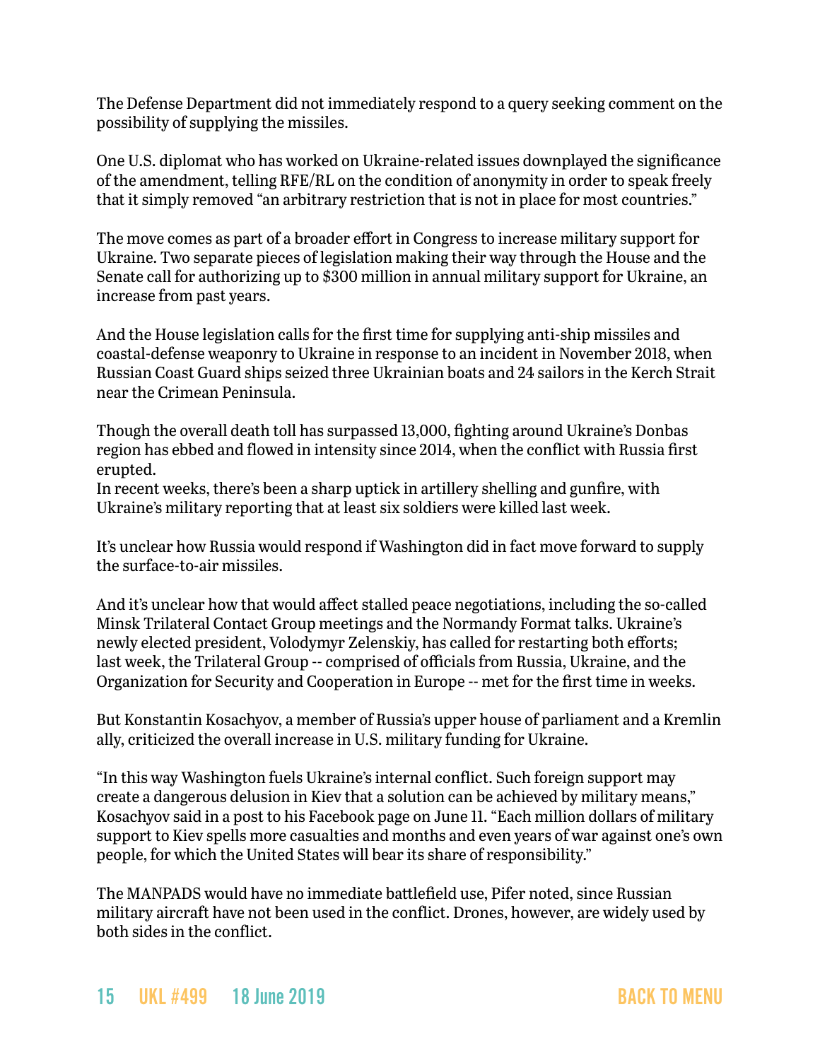The Defense Department did not immediately respond to a query seeking comment on the possibility of supplying the missiles.

One U.S. diplomat who has worked on Ukraine-related issues downplayed the significance of the amendment, telling RFE/RL on the condition of anonymity in order to speak freely that it simply removed "an arbitrary restriction that is not in place for most countries."

The move comes as part of a broader effort in Congress to increase military support for Ukraine. Two separate pieces of legislation making their way through the House and the Senate call for authorizing up to $300 million in annual military support for Ukraine, an increase from past years.

And the House legislation calls for the first time for supplying anti-ship missiles and coastal-defense weaponry to Ukraine in response to an incident in November 2018, when Russian Coast Guard ships seized three Ukrainian boats and 24 sailors in the Kerch Strait near the Crimean Peninsula.

Though the overall death toll has surpassed 13,000, fighting around Ukraine's Donbas region has ebbed and flowed in intensity since 2014, when the conflict with Russia first erupted.
In recent weeks, there's been a sharp uptick in artillery shelling and gunfire, with Ukraine's military reporting that at least six soldiers were killed last week.

It's unclear how Russia would respond if Washington did in fact move forward to supply the surface-to-air missiles.

And it's unclear how that would affect stalled peace negotiations, including the so-called Minsk Trilateral Contact Group meetings and the Normandy Format talks. Ukraine's newly elected president, Volodymyr Zelenskiy, has called for restarting both efforts; last week, the Trilateral Group -- comprised of officials from Russia, Ukraine, and the Organization for Security and Cooperation in Europe -- met for the first time in weeks.

But Konstantin Kosachyov, a member of Russia's upper house of parliament and a Kremlin ally, criticized the overall increase in U.S. military funding for Ukraine.

"In this way Washington fuels Ukraine's internal conflict. Such foreign support may create a dangerous delusion in Kiev that a solution can be achieved by military means," Kosachyov said in a post to his Facebook page on June 11. "Each million dollars of military support to Kiev spells more casualties and months and even years of war against one's own people, for which the United States will bear its share of responsibility."

The MANPADS would have no immediate battlefield use, Pifer noted, since Russian military aircraft have not been used in the conflict. Drones, however, are widely used by both sides in the conflict.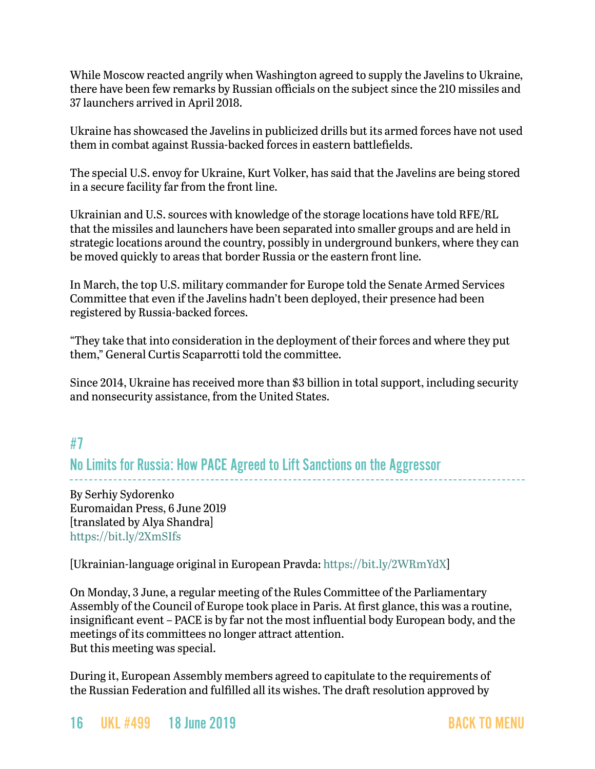While Moscow reacted angrily when Washington agreed to supply the Javelins to Ukraine, there have been few remarks by Russian officials on the subject since the 210 missiles and 37 launchers arrived in April 2018.

Ukraine has showcased the Javelins in publicized drills but its armed forces have not used them in combat against Russia-backed forces in eastern battlefields.

The special U.S. envoy for Ukraine, Kurt Volker, has said that the Javelins are being stored in a secure facility far from the front line.

Ukrainian and U.S. sources with knowledge of the storage locations have told RFE/RL that the missiles and launchers have been separated into smaller groups and are held in strategic locations around the country, possibly in underground bunkers, where they can be moved quickly to areas that border Russia or the eastern front line.

In March, the top U.S. military commander for Europe told the Senate Armed Services Committee that even if the Javelins hadn't been deployed, their presence had been registered by Russia-backed forces.

"They take that into consideration in the deployment of their forces and where they put them," General Curtis Scaparrotti told the committee.

Since 2014, Ukraine has received more than $3 billion in total support, including security and nonsecurity assistance, from the United States.

## #7

## No Limits for Russia: How PACE Agreed to Lift Sanctions on the Aggressor

By Serhiy Sydorenko
Euromaidan Press, 6 June 2019
[translated by Alya Shandra]
https://bit.ly/2XmSIfs

[Ukrainian-language original in European Pravda: https://bit.ly/2WRmYdX]

On Monday, 3 June, a regular meeting of the Rules Committee of the Parliamentary Assembly of the Council of Europe took place in Paris. At first glance, this was a routine, insignificant event – PACE is by far not the most influential body European body, and the meetings of its committees no longer attract attention.
But this meeting was special.

During it, European Assembly members agreed to capitulate to the requirements of the Russian Federation and fulfilled all its wishes. The draft resolution approved by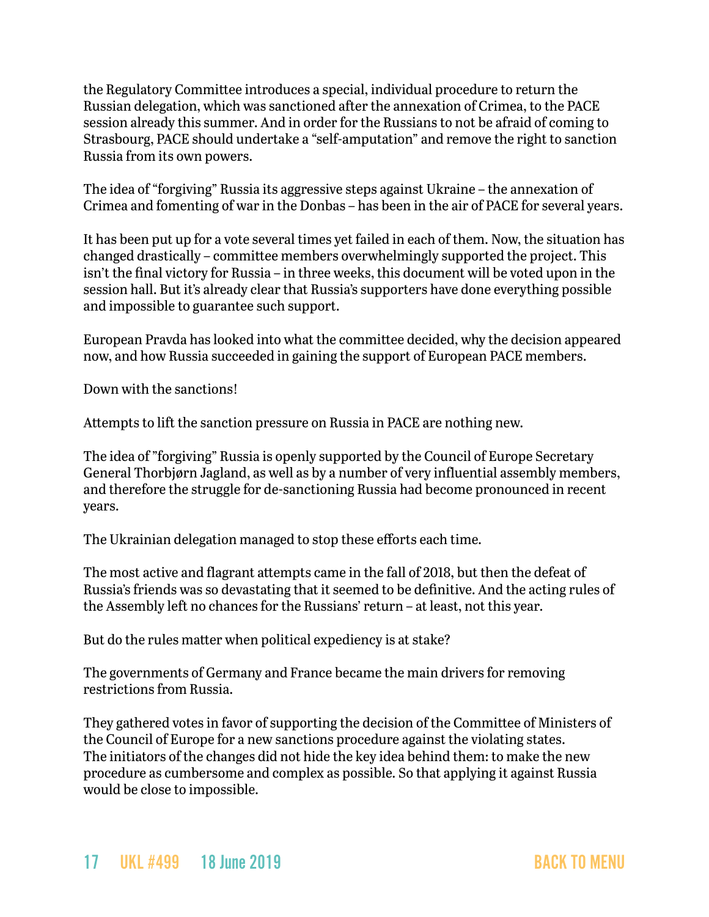the Regulatory Committee introduces a special, individual procedure to return the Russian delegation, which was sanctioned after the annexation of Crimea, to the PACE session already this summer. And in order for the Russians to not be afraid of coming to Strasbourg, PACE should undertake a "self-amputation" and remove the right to sanction Russia from its own powers.

The idea of "forgiving" Russia its aggressive steps against Ukraine – the annexation of Crimea and fomenting of war in the Donbas – has been in the air of PACE for several years.

It has been put up for a vote several times yet failed in each of them. Now, the situation has changed drastically – committee members overwhelmingly supported the project. This isn't the final victory for Russia – in three weeks, this document will be voted upon in the session hall. But it's already clear that Russia's supporters have done everything possible and impossible to guarantee such support.

European Pravda has looked into what the committee decided, why the decision appeared now, and how Russia succeeded in gaining the support of European PACE members.

Down with the sanctions!

Attempts to lift the sanction pressure on Russia in PACE are nothing new.

The idea of "forgiving" Russia is openly supported by the Council of Europe Secretary General Thorbjørn Jagland, as well as by a number of very influential assembly members, and therefore the struggle for de-sanctioning Russia had become pronounced in recent years.

The Ukrainian delegation managed to stop these efforts each time.

The most active and flagrant attempts came in the fall of 2018, but then the defeat of Russia's friends was so devastating that it seemed to be definitive. And the acting rules of the Assembly left no chances for the Russians' return – at least, not this year.

But do the rules matter when political expediency is at stake?

The governments of Germany and France became the main drivers for removing restrictions from Russia.

They gathered votes in favor of supporting the decision of the Committee of Ministers of the Council of Europe for a new sanctions procedure against the violating states.
The initiators of the changes did not hide the key idea behind them: to make the new procedure as cumbersome and complex as possible. So that applying it against Russia would be close to impossible.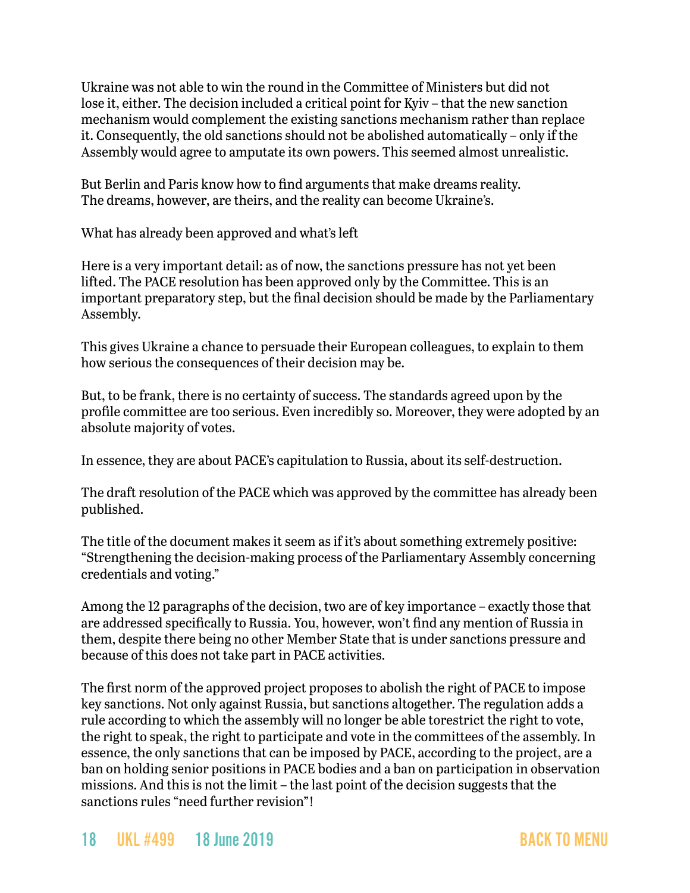Ukraine was not able to win the round in the Committee of Ministers but did not lose it, either. The decision included a critical point for Kyiv – that the new sanction mechanism would complement the existing sanctions mechanism rather than replace it. Consequently, the old sanctions should not be abolished automatically – only if the Assembly would agree to amputate its own powers. This seemed almost unrealistic.

But Berlin and Paris know how to find arguments that make dreams reality. The dreams, however, are theirs, and the reality can become Ukraine's.

## What has already been approved and what's left

Here is a very important detail: as of now, the sanctions pressure has not yet been lifted. The PACE resolution has been approved only by the Committee. This is an important preparatory step, but the final decision should be made by the Parliamentary Assembly.

This gives Ukraine a chance to persuade their European colleagues, to explain to them how serious the consequences of their decision may be.

But, to be frank, there is no certainty of success. The standards agreed upon by the profile committee are too serious. Even incredibly so. Moreover, they were adopted by an absolute majority of votes.

In essence, they are about PACE's capitulation to Russia, about its self-destruction.

The draft resolution of the PACE which was approved by the committee has already been published.

The title of the document makes it seem as if it's about something extremely positive: "Strengthening the decision-making process of the Parliamentary Assembly concerning credentials and voting."

Among the 12 paragraphs of the decision, two are of key importance – exactly those that are addressed specifically to Russia. You, however, won't find any mention of Russia in them, despite there being no other Member State that is under sanctions pressure and because of this does not take part in PACE activities.

The first norm of the approved project proposes to abolish the right of PACE to impose key sanctions. Not only against Russia, but sanctions altogether. The regulation adds a rule according to which the assembly will no longer be able torestrict the right to vote, the right to speak, the right to participate and vote in the committees of the assembly. In essence, the only sanctions that can be imposed by PACE, according to the project, are a ban on holding senior positions in PACE bodies and a ban on participation in observation missions. And this is not the limit – the last point of the decision suggests that the sanctions rules "need further revision"!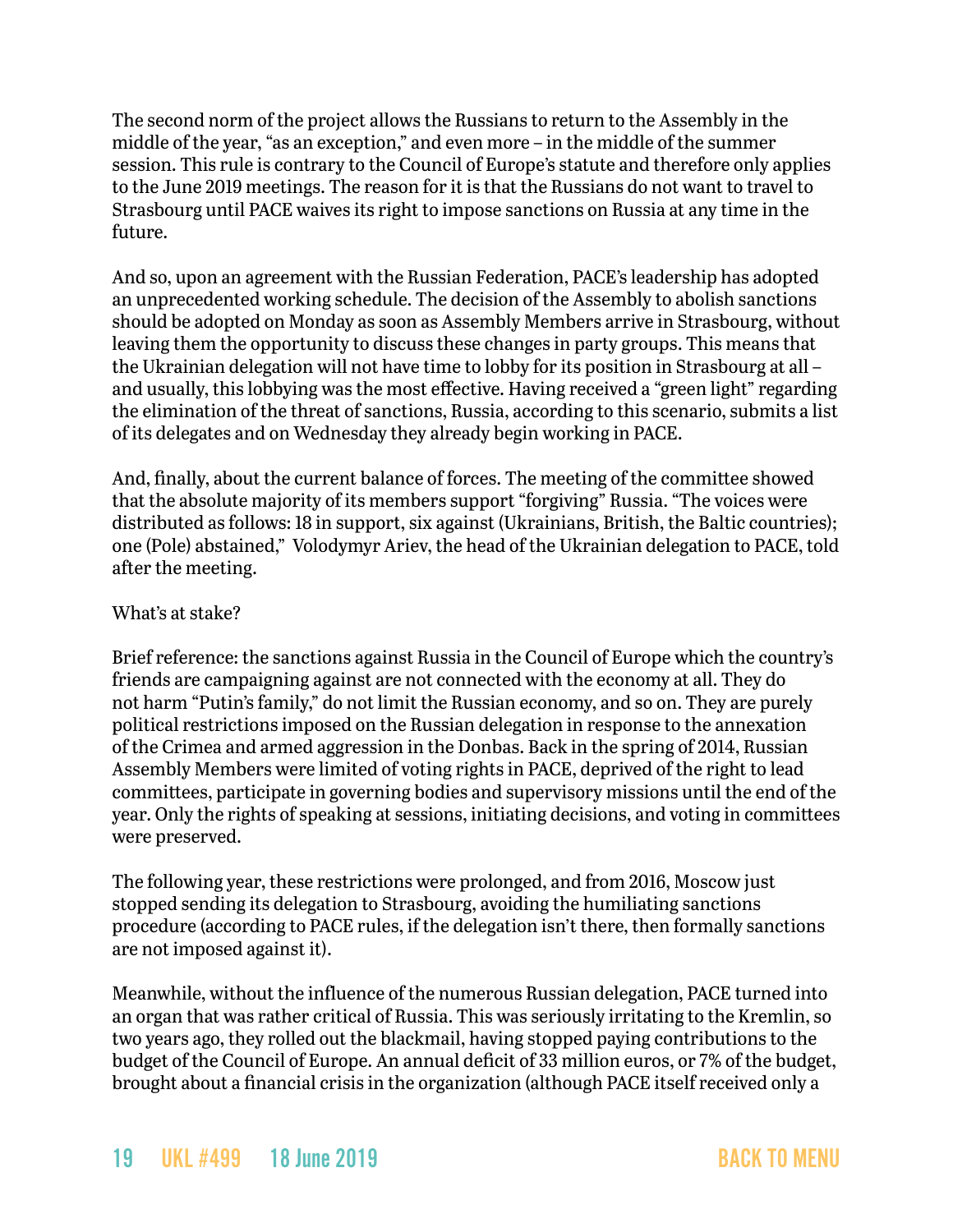The second norm of the project allows the Russians to return to the Assembly in the middle of the year, "as an exception," and even more – in the middle of the summer session. This rule is contrary to the Council of Europe's statute and therefore only applies to the June 2019 meetings. The reason for it is that the Russians do not want to travel to Strasbourg until PACE waives its right to impose sanctions on Russia at any time in the future.

And so, upon an agreement with the Russian Federation, PACE's leadership has adopted an unprecedented working schedule. The decision of the Assembly to abolish sanctions should be adopted on Monday as soon as Assembly Members arrive in Strasbourg, without leaving them the opportunity to discuss these changes in party groups. This means that the Ukrainian delegation will not have time to lobby for its position in Strasbourg at all – and usually, this lobbying was the most effective. Having received a "green light" regarding the elimination of the threat of sanctions, Russia, according to this scenario, submits a list of its delegates and on Wednesday they already begin working in PACE.

And, finally, about the current balance of forces. The meeting of the committee showed that the absolute majority of its members support "forgiving" Russia. "The voices were distributed as follows: 18 in support, six against (Ukrainians, British, the Baltic countries); one (Pole) abstained," Volodymyr Ariev, the head of the Ukrainian delegation to PACE, told after the meeting.

What's at stake?

Brief reference: the sanctions against Russia in the Council of Europe which the country's friends are campaigning against are not connected with the economy at all. They do not harm "Putin's family," do not limit the Russian economy, and so on. They are purely political restrictions imposed on the Russian delegation in response to the annexation of the Crimea and armed aggression in the Donbas. Back in the spring of 2014, Russian Assembly Members were limited of voting rights in PACE, deprived of the right to lead committees, participate in governing bodies and supervisory missions until the end of the year. Only the rights of speaking at sessions, initiating decisions, and voting in committees were preserved.

The following year, these restrictions were prolonged, and from 2016, Moscow just stopped sending its delegation to Strasbourg, avoiding the humiliating sanctions procedure (according to PACE rules, if the delegation isn't there, then formally sanctions are not imposed against it).

Meanwhile, without the influence of the numerous Russian delegation, PACE turned into an organ that was rather critical of Russia. This was seriously irritating to the Kremlin, so two years ago, they rolled out the blackmail, having stopped paying contributions to the budget of the Council of Europe. An annual deficit of 33 million euros, or 7% of the budget, brought about a financial crisis in the organization (although PACE itself received only a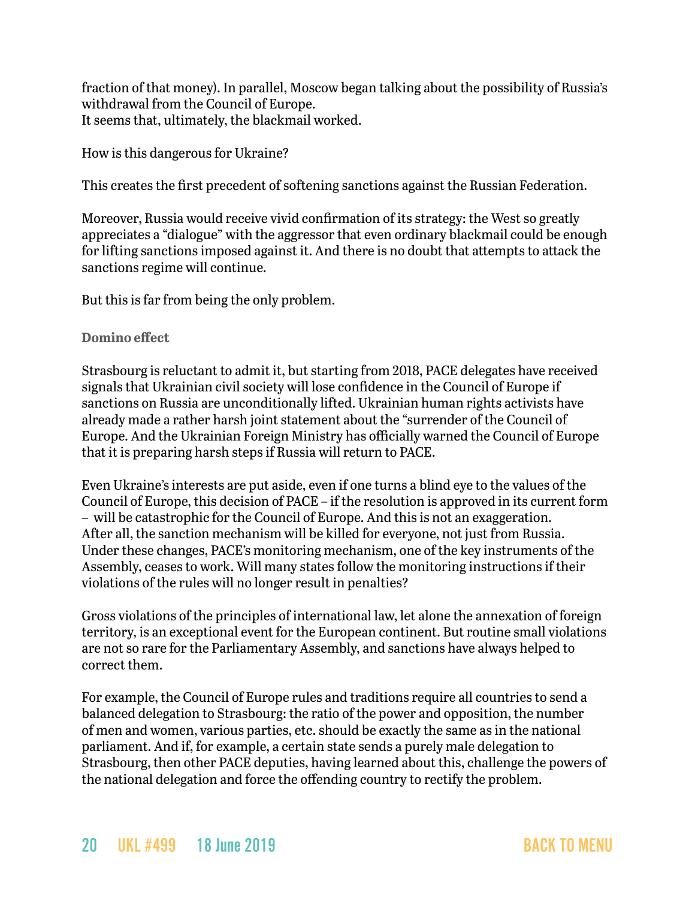fraction of that money). In parallel, Moscow began talking about the possibility of Russia's withdrawal from the Council of Europe.
It seems that, ultimately, the blackmail worked.

How is this dangerous for Ukraine?

This creates the first precedent of softening sanctions against the Russian Federation.

Moreover, Russia would receive vivid confirmation of its strategy: the West so greatly appreciates a "dialogue" with the aggressor that even ordinary blackmail could be enough for lifting sanctions imposed against it. And there is no doubt that attempts to attack the sanctions regime will continue.

But this is far from being the only problem.

**Domino effect**

Strasbourg is reluctant to admit it, but starting from 2018, PACE delegates have received signals that Ukrainian civil society will lose confidence in the Council of Europe if sanctions on Russia are unconditionally lifted. Ukrainian human rights activists have already made a rather harsh joint statement about the "surrender of the Council of Europe. And the Ukrainian Foreign Ministry has officially warned the Council of Europe that it is preparing harsh steps if Russia will return to PACE.

Even Ukraine's interests are put aside, even if one turns a blind eye to the values of the Council of Europe, this decision of PACE – if the resolution is approved in its current form – will be catastrophic for the Council of Europe. And this is not an exaggeration. After all, the sanction mechanism will be killed for everyone, not just from Russia. Under these changes, PACE's monitoring mechanism, one of the key instruments of the Assembly, ceases to work. Will many states follow the monitoring instructions if their violations of the rules will no longer result in penalties?

Gross violations of the principles of international law, let alone the annexation of foreign territory, is an exceptional event for the European continent. But routine small violations are not so rare for the Parliamentary Assembly, and sanctions have always helped to correct them.

For example, the Council of Europe rules and traditions require all countries to send a balanced delegation to Strasbourg: the ratio of the power and opposition, the number of men and women, various parties, etc. should be exactly the same as in the national parliament. And if, for example, a certain state sends a purely male delegation to Strasbourg, then other PACE deputies, having learned about this, challenge the powers of the national delegation and force the offending country to rectify the problem.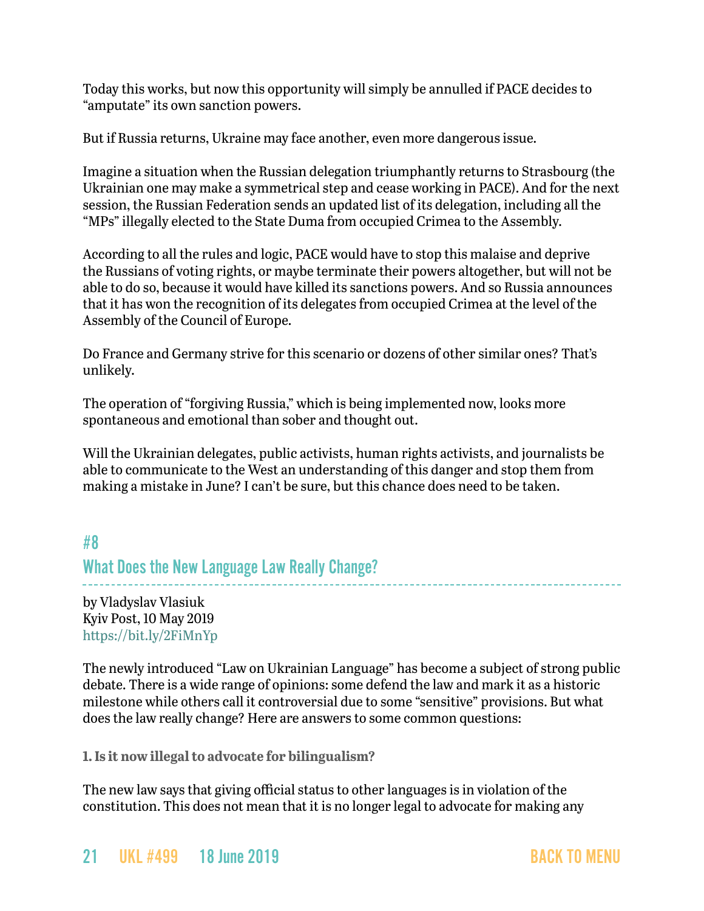Today this works, but now this opportunity will simply be annulled if PACE decides to "amputate" its own sanction powers.

But if Russia returns, Ukraine may face another, even more dangerous issue.

Imagine a situation when the Russian delegation triumphantly returns to Strasbourg (the Ukrainian one may make a symmetrical step and cease working in PACE). And for the next session, the Russian Federation sends an updated list of its delegation, including all the "MPs" illegally elected to the State Duma from occupied Crimea to the Assembly.

According to all the rules and logic, PACE would have to stop this malaise and deprive the Russians of voting rights, or maybe terminate their powers altogether, but will not be able to do so, because it would have killed its sanctions powers. And so Russia announces that it has won the recognition of its delegates from occupied Crimea at the level of the Assembly of the Council of Europe.

Do France and Germany strive for this scenario or dozens of other similar ones? That's unlikely.

The operation of "forgiving Russia," which is being implemented now, looks more spontaneous and emotional than sober and thought out.

Will the Ukrainian delegates, public activists, human rights activists, and journalists be able to communicate to the West an understanding of this danger and stop them from making a mistake in June? I can't be sure, but this chance does need to be taken.

## #8
## What Does the New Language Law Really Change?

by Vladyslav Vlasiuk
Kyiv Post, 10 May 2019
https://bit.ly/2FiMnYp

The newly introduced "Law on Ukrainian Language" has become a subject of strong public debate. There is a wide range of opinions: some defend the law and mark it as a historic milestone while others call it controversial due to some "sensitive" provisions. But what does the law really change? Here are answers to some common questions:

**1. Is it now illegal to advocate for bilingualism?**

The new law says that giving official status to other languages is in violation of the constitution. This does not mean that it is no longer legal to advocate for making any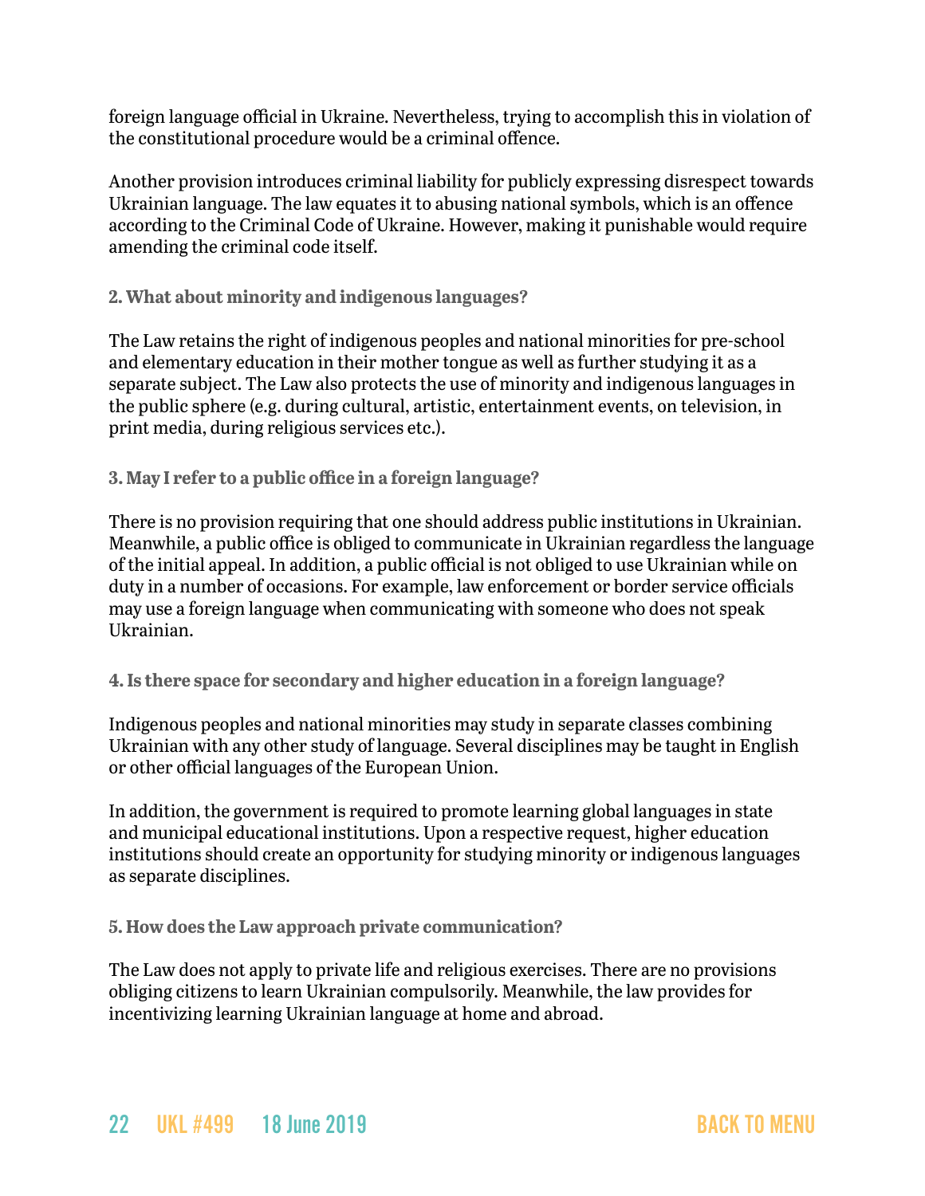foreign language official in Ukraine. Nevertheless, trying to accomplish this in violation of the constitutional procedure would be a criminal offence.

Another provision introduces criminal liability for publicly expressing disrespect towards Ukrainian language. The law equates it to abusing national symbols, which is an offence according to the Criminal Code of Ukraine. However, making it punishable would require amending the criminal code itself.

**2. What about minority and indigenous languages?**

The Law retains the right of indigenous peoples and national minorities for pre-school and elementary education in their mother tongue as well as further studying it as a separate subject. The Law also protects the use of minority and indigenous languages in the public sphere (e.g. during cultural, artistic, entertainment events, on television, in print media, during religious services etc.).

**3. May I refer to a public office in a foreign language?**

There is no provision requiring that one should address public institutions in Ukrainian. Meanwhile, a public office is obliged to communicate in Ukrainian regardless the language of the initial appeal. In addition, a public official is not obliged to use Ukrainian while on duty in a number of occasions. For example, law enforcement or border service officials may use a foreign language when communicating with someone who does not speak Ukrainian.

**4. Is there space for secondary and higher education in a foreign language?**

Indigenous peoples and national minorities may study in separate classes combining Ukrainian with any other study of language. Several disciplines may be taught in English or other official languages of the European Union.

In addition, the government is required to promote learning global languages in state and municipal educational institutions. Upon a respective request, higher education institutions should create an opportunity for studying minority or indigenous languages as separate disciplines.

**5. How does the Law approach private communication?**

The Law does not apply to private life and religious exercises. There are no provisions obliging citizens to learn Ukrainian compulsorily. Meanwhile, the law provides for incentivizing learning Ukrainian language at home and abroad.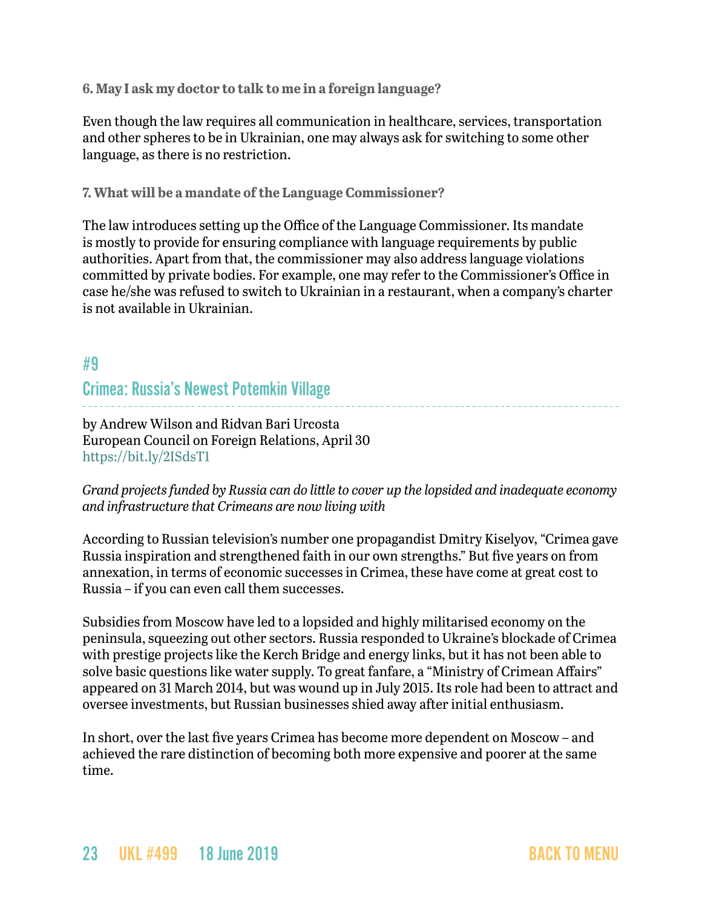**6. May I ask my doctor to talk to me in a foreign language?**

Even though the law requires all communication in healthcare, services, transportation and other spheres to be in Ukrainian, one may always ask for switching to some other language, as there is no restriction.

**7. What will be a mandate of the Language Commissioner?**

The law introduces setting up the Office of the Language Commissioner. Its mandate is mostly to provide for ensuring compliance with language requirements by public authorities. Apart from that, the commissioner may also address language violations committed by private bodies. For example, one may refer to the Commissioner's Office in case he/she was refused to switch to Ukrainian in a restaurant, when a company's charter is not available in Ukrainian.

## #9

## Crimea: Russia's Newest Potemkin Village

by Andrew Wilson and Ridvan Bari Urcosta
European Council on Foreign Relations, April 30
https://bit.ly/2ISdsT1

*Grand projects funded by Russia can do little to cover up the lopsided and inadequate economy and infrastructure that Crimeans are now living with*

According to Russian television's number one propagandist Dmitry Kiselyov, "Crimea gave Russia inspiration and strengthened faith in our own strengths." But five years on from annexation, in terms of economic successes in Crimea, these have come at great cost to Russia – if you can even call them successes.

Subsidies from Moscow have led to a lopsided and highly militarised economy on the peninsula, squeezing out other sectors. Russia responded to Ukraine's blockade of Crimea with prestige projects like the Kerch Bridge and energy links, but it has not been able to solve basic questions like water supply. To great fanfare, a "Ministry of Crimean Affairs" appeared on 31 March 2014, but was wound up in July 2015. Its role had been to attract and oversee investments, but Russian businesses shied away after initial enthusiasm.

In short, over the last five years Crimea has become more dependent on Moscow – and achieved the rare distinction of becoming both more expensive and poorer at the same time.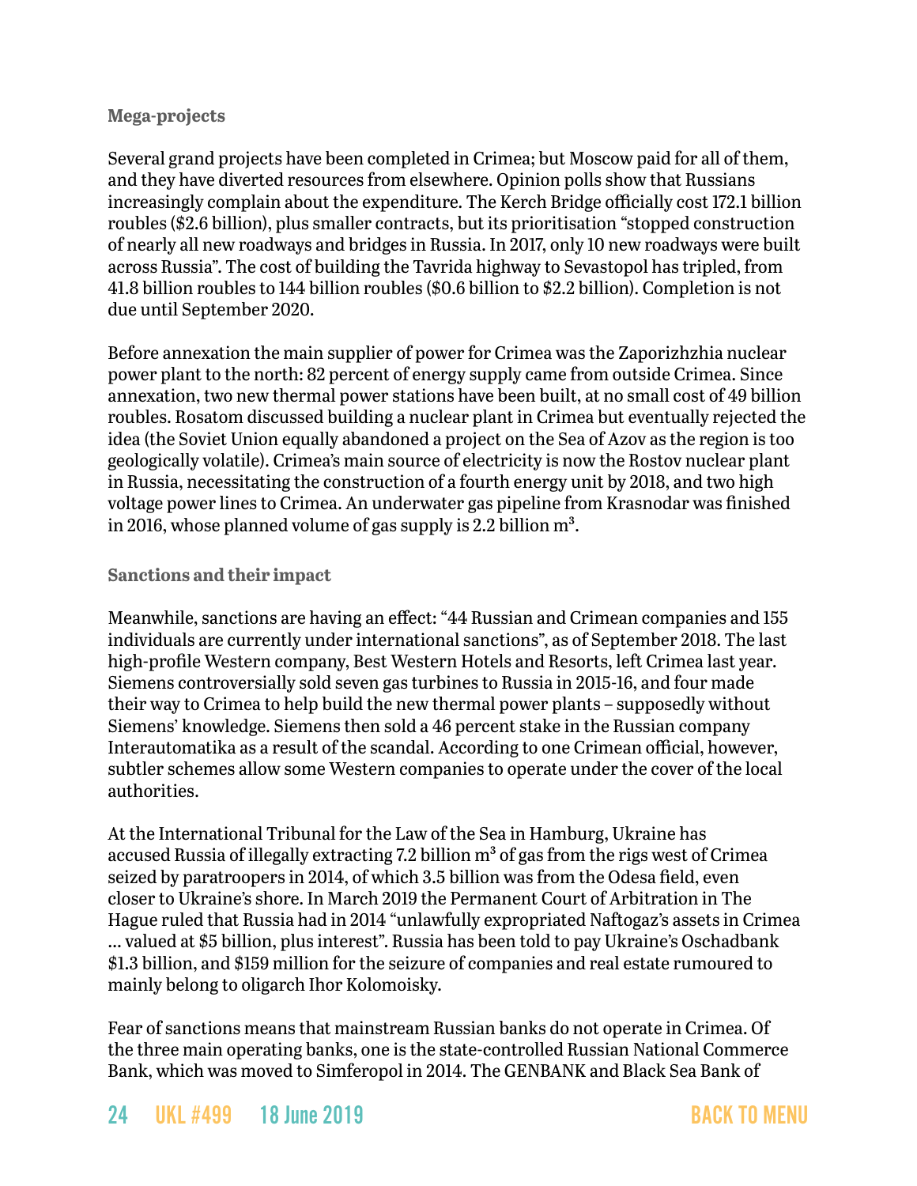### Mega-projects

Several grand projects have been completed in Crimea; but Moscow paid for all of them, and they have diverted resources from elsewhere. Opinion polls show that Russians increasingly complain about the expenditure. The Kerch Bridge officially cost 172.1 billion roubles ($2.6 billion), plus smaller contracts, but its prioritisation "stopped construction of nearly all new roadways and bridges in Russia. In 2017, only 10 new roadways were built across Russia". The cost of building the Tavrida highway to Sevastopol has tripled, from 41.8 billion roubles to 144 billion roubles ($0.6 billion to $2.2 billion). Completion is not due until September 2020.

Before annexation the main supplier of power for Crimea was the Zaporizhzhia nuclear power plant to the north: 82 percent of energy supply came from outside Crimea. Since annexation, two new thermal power stations have been built, at no small cost of 49 billion roubles. Rosatom discussed building a nuclear plant in Crimea but eventually rejected the idea (the Soviet Union equally abandoned a project on the Sea of Azov as the region is too geologically volatile). Crimea's main source of electricity is now the Rostov nuclear plant in Russia, necessitating the construction of a fourth energy unit by 2018, and two high voltage power lines to Crimea. An underwater gas pipeline from Krasnodar was finished in 2016, whose planned volume of gas supply is 2.2 billion $m^3$.

### Sanctions and their impact

Meanwhile, sanctions are having an effect: "44 Russian and Crimean companies and 155 individuals are currently under international sanctions", as of September 2018. The last high-profile Western company, Best Western Hotels and Resorts, left Crimea last year. Siemens controversially sold seven gas turbines to Russia in 2015-16, and four made their way to Crimea to help build the new thermal power plants – supposedly without Siemens' knowledge. Siemens then sold a 46 percent stake in the Russian company Interautomatika as a result of the scandal. According to one Crimean official, however, subtler schemes allow some Western companies to operate under the cover of the local authorities.

At the International Tribunal for the Law of the Sea in Hamburg, Ukraine has accused Russia of illegally extracting 7.2 billion $m^3$ of gas from the rigs west of Crimea seized by paratroopers in 2014, of which 3.5 billion was from the Odesa field, even closer to Ukraine's shore. In March 2019 the Permanent Court of Arbitration in The Hague ruled that Russia had in 2014 "unlawfully expropriated Naftogaz's assets in Crimea … valued at $5 billion, plus interest". Russia has been told to pay Ukraine's Oschadbank $1.3 billion, and $159 million for the seizure of companies and real estate rumoured to mainly belong to oligarch Ihor Kolomoisky.

Fear of sanctions means that mainstream Russian banks do not operate in Crimea. Of the three main operating banks, one is the state-controlled Russian National Commerce Bank, which was moved to Simferopol in 2014. The GENBANK and Black Sea Bank of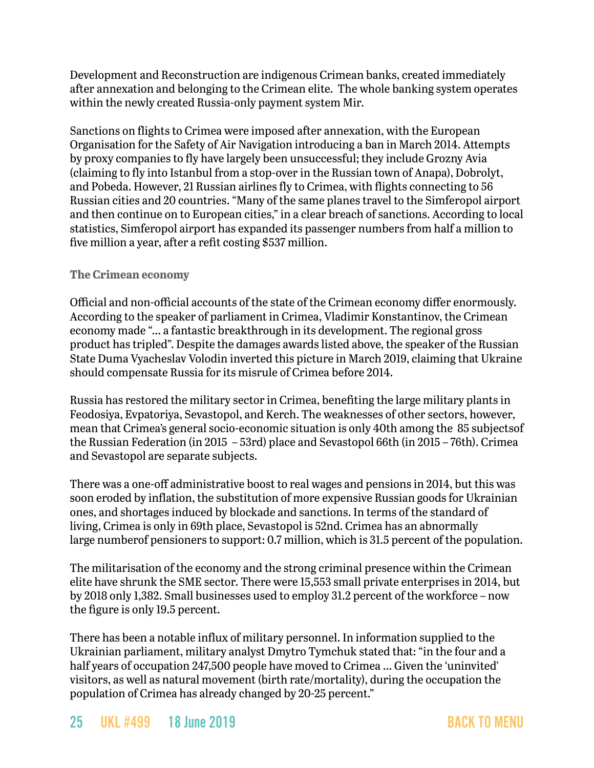Development and Reconstruction are indigenous Crimean banks, created immediately after annexation and belonging to the Crimean elite. The whole banking system operates within the newly created Russia-only payment system Mir.

Sanctions on flights to Crimea were imposed after annexation, with the European Organisation for the Safety of Air Navigation introducing a ban in March 2014. Attempts by proxy companies to fly have largely been unsuccessful; they include Grozny Avia (claiming to fly into Istanbul from a stop-over in the Russian town of Anapa), Dobrolyt, and Pobeda. However, 21 Russian airlines fly to Crimea, with flights connecting to 56 Russian cities and 20 countries. "Many of the same planes travel to the Simferopol airport and then continue on to European cities," in a clear breach of sanctions. According to local statistics, Simferopol airport has expanded its passenger numbers from half a million to five million a year, after a refit costing $537 million.

### The Crimean economy

Official and non-official accounts of the state of the Crimean economy differ enormously. According to the speaker of parliament in Crimea, Vladimir Konstantinov, the Crimean economy made "... a fantastic breakthrough in its development. The regional gross product has tripled". Despite the damages awards listed above, the speaker of the Russian State Duma Vyacheslav Volodin inverted this picture in March 2019, claiming that Ukraine should compensate Russia for its misrule of Crimea before 2014.

Russia has restored the military sector in Crimea, benefiting the large military plants in Feodosiya, Evpatoriya, Sevastopol, and Kerch. The weaknesses of other sectors, however, mean that Crimea's general socio-economic situation is only 40th among the 85 subjectsof the Russian Federation (in 2015 – 53rd) place and Sevastopol 66th (in 2015 – 76th). Crimea and Sevastopol are separate subjects.

There was a one-off administrative boost to real wages and pensions in 2014, but this was soon eroded by inflation, the substitution of more expensive Russian goods for Ukrainian ones, and shortages induced by blockade and sanctions. In terms of the standard of living, Crimea is only in 69th place, Sevastopol is 52nd. Crimea has an abnormally large numberof pensioners to support: 0.7 million, which is 31.5 percent of the population.

The militarisation of the economy and the strong criminal presence within the Crimean elite have shrunk the SME sector. There were 15,553 small private enterprises in 2014, but by 2018 only 1,382. Small businesses used to employ 31.2 percent of the workforce – now the figure is only 19.5 percent.

There has been a notable influx of military personnel. In information supplied to the Ukrainian parliament, military analyst Dmytro Tymchuk stated that: "in the four and a half years of occupation 247,500 people have moved to Crimea ... Given the 'uninvited' visitors, as well as natural movement (birth rate/mortality), during the occupation the population of Crimea has already changed by 20-25 percent."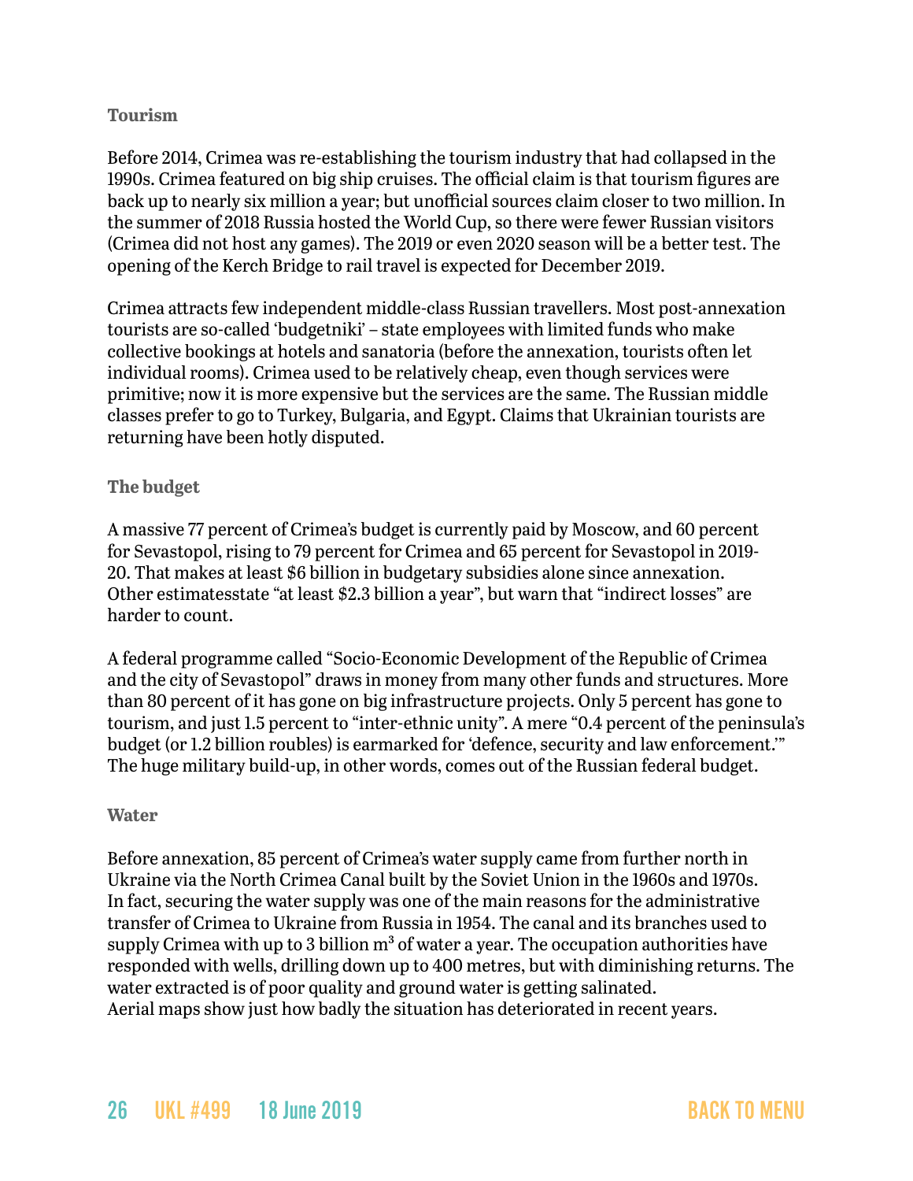### Tourism

Before 2014, Crimea was re-establishing the tourism industry that had collapsed in the 1990s. Crimea featured on big ship cruises. The official claim is that tourism figures are back up to nearly six million a year; but unofficial sources claim closer to two million. In the summer of 2018 Russia hosted the World Cup, so there were fewer Russian visitors (Crimea did not host any games). The 2019 or even 2020 season will be a better test. The opening of the Kerch Bridge to rail travel is expected for December 2019.

Crimea attracts few independent middle-class Russian travellers. Most post-annexation tourists are so-called 'budgetniki' – state employees with limited funds who make collective bookings at hotels and sanatoria (before the annexation, tourists often let individual rooms). Crimea used to be relatively cheap, even though services were primitive; now it is more expensive but the services are the same. The Russian middle classes prefer to go to Turkey, Bulgaria, and Egypt. Claims that Ukrainian tourists are returning have been hotly disputed.

### The budget

A massive 77 percent of Crimea's budget is currently paid by Moscow, and 60 percent for Sevastopol, rising to 79 percent for Crimea and 65 percent for Sevastopol in 2019-20. That makes at least $6 billion in budgetary subsidies alone since annexation. Other estimatesstate "at least $2.3 billion a year", but warn that "indirect losses" are harder to count.

A federal programme called "Socio-Economic Development of the Republic of Crimea and the city of Sevastopol" draws in money from many other funds and structures. More than 80 percent of it has gone on big infrastructure projects. Only 5 percent has gone to tourism, and just 1.5 percent to "inter-ethnic unity". A mere "0.4 percent of the peninsula's budget (or 1.2 billion roubles) is earmarked for 'defence, security and law enforcement.'" The huge military build-up, in other words, comes out of the Russian federal budget.

### Water

Before annexation, 85 percent of Crimea's water supply came from further north in Ukraine via the North Crimea Canal built by the Soviet Union in the 1960s and 1970s. In fact, securing the water supply was one of the main reasons for the administrative transfer of Crimea to Ukraine from Russia in 1954. The canal and its branches used to supply Crimea with up to 3 billion $m^3$ of water a year. The occupation authorities have responded with wells, drilling down up to 400 metres, but with diminishing returns. The water extracted is of poor quality and ground water is getting salinated. Aerial maps show just how badly the situation has deteriorated in recent years.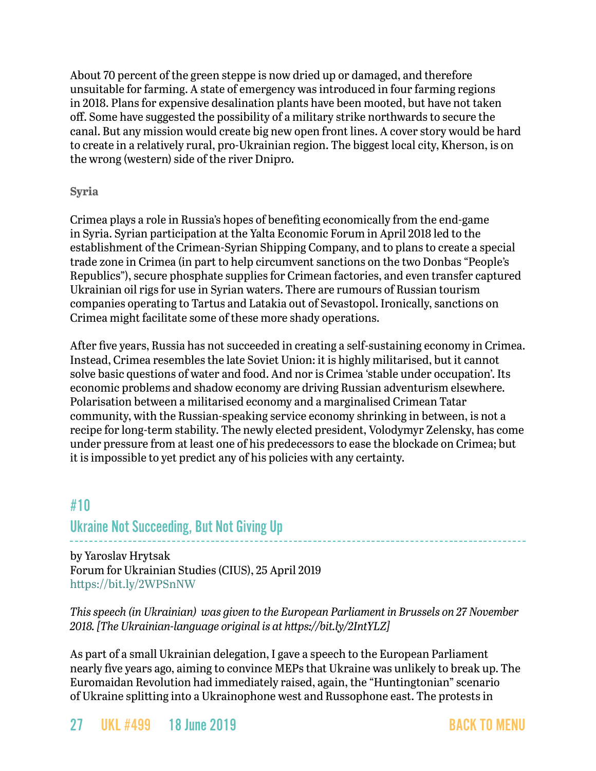About 70 percent of the green steppe is now dried up or damaged, and therefore unsuitable for farming. A state of emergency was introduced in four farming regions in 2018. Plans for expensive desalination plants have been mooted, but have not taken off. Some have suggested the possibility of a military strike northwards to secure the canal. But any mission would create big new open front lines. A cover story would be hard to create in a relatively rural, pro-Ukrainian region. The biggest local city, Kherson, is on the wrong (western) side of the river Dnipro.

**Syria**

Crimea plays a role in Russia's hopes of benefiting economically from the end-game in Syria. Syrian participation at the Yalta Economic Forum in April 2018 led to the establishment of the Crimean-Syrian Shipping Company, and to plans to create a special trade zone in Crimea (in part to help circumvent sanctions on the two Donbas "People's Republics"), secure phosphate supplies for Crimean factories, and even transfer captured Ukrainian oil rigs for use in Syrian waters. There are rumours of Russian tourism companies operating to Tartus and Latakia out of Sevastopol. Ironically, sanctions on Crimea might facilitate some of these more shady operations.

After five years, Russia has not succeeded in creating a self-sustaining economy in Crimea. Instead, Crimea resembles the late Soviet Union: it is highly militarised, but it cannot solve basic questions of water and food. And nor is Crimea 'stable under occupation'. Its economic problems and shadow economy are driving Russian adventurism elsewhere. Polarisation between a militarised economy and a marginalised Crimean Tatar community, with the Russian-speaking service economy shrinking in between, is not a recipe for long-term stability. The newly elected president, Volodymyr Zelensky, has come under pressure from at least one of his predecessors to ease the blockade on Crimea; but it is impossible to yet predict any of his policies with any certainty.

## #10
## Ukraine Not Succeeding, But Not Giving Up

by Yaroslav Hrytsak
Forum for Ukrainian Studies (CIUS), 25 April 2019
https://bit.ly/2WPSnNW

*This speech (in Ukrainian) was given to the European Parliament in Brussels on 27 November 2018. [The Ukrainian-language original is at https://bit.ly/2IntYLZ]*

As part of a small Ukrainian delegation, I gave a speech to the European Parliament nearly five years ago, aiming to convince MEPs that Ukraine was unlikely to break up. The Euromaidan Revolution had immediately raised, again, the "Huntingtonian" scenario of Ukraine splitting into a Ukrainophone west and Russophone east. The protests in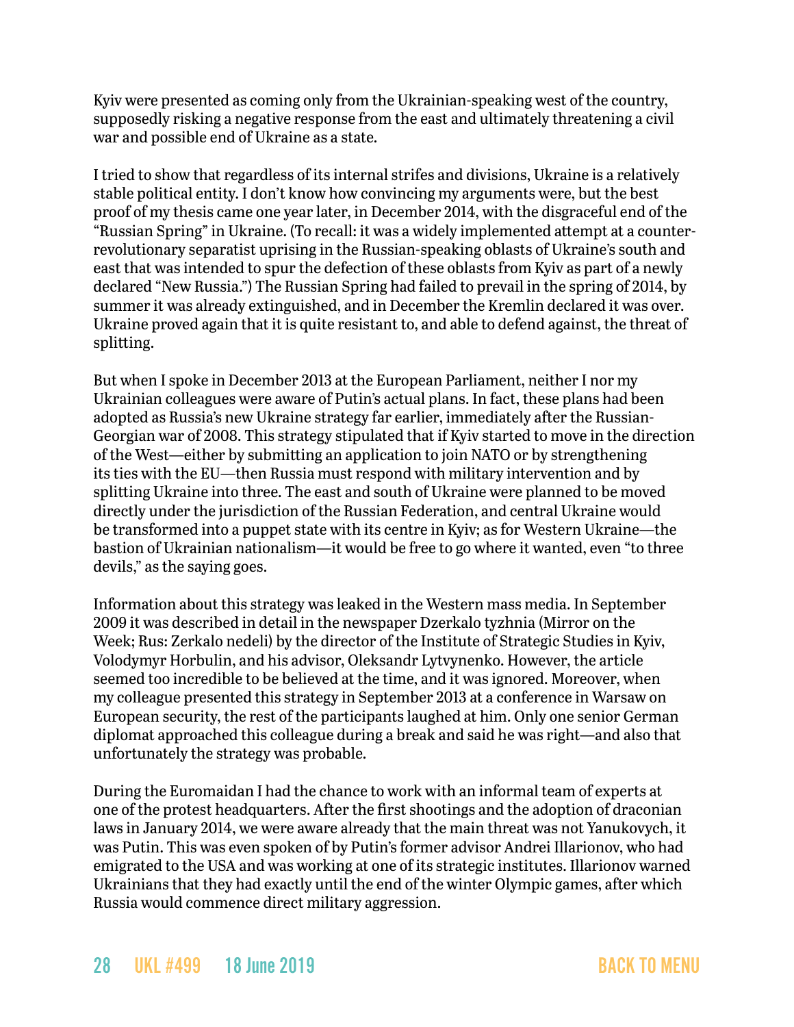Kyiv were presented as coming only from the Ukrainian-speaking west of the country, supposedly risking a negative response from the east and ultimately threatening a civil war and possible end of Ukraine as a state.

I tried to show that regardless of its internal strifes and divisions, Ukraine is a relatively stable political entity. I don't know how convincing my arguments were, but the best proof of my thesis came one year later, in December 2014, with the disgraceful end of the "Russian Spring" in Ukraine. (To recall: it was a widely implemented attempt at a counter-revolutionary separatist uprising in the Russian-speaking oblasts of Ukraine's south and east that was intended to spur the defection of these oblasts from Kyiv as part of a newly declared "New Russia.") The Russian Spring had failed to prevail in the spring of 2014, by summer it was already extinguished, and in December the Kremlin declared it was over. Ukraine proved again that it is quite resistant to, and able to defend against, the threat of splitting.

But when I spoke in December 2013 at the European Parliament, neither I nor my Ukrainian colleagues were aware of Putin's actual plans. In fact, these plans had been adopted as Russia's new Ukraine strategy far earlier, immediately after the Russian-Georgian war of 2008. This strategy stipulated that if Kyiv started to move in the direction of the West—either by submitting an application to join NATO or by strengthening its ties with the EU—then Russia must respond with military intervention and by splitting Ukraine into three. The east and south of Ukraine were planned to be moved directly under the jurisdiction of the Russian Federation, and central Ukraine would be transformed into a puppet state with its centre in Kyiv; as for Western Ukraine—the bastion of Ukrainian nationalism—it would be free to go where it wanted, even "to three devils," as the saying goes.

Information about this strategy was leaked in the Western mass media. In September 2009 it was described in detail in the newspaper Dzerkalo tyzhnia (Mirror on the Week; Rus: Zerkalo nedeli) by the director of the Institute of Strategic Studies in Kyiv, Volodymyr Horbulin, and his advisor, Oleksandr Lytvynenko. However, the article seemed too incredible to be believed at the time, and it was ignored. Moreover, when my colleague presented this strategy in September 2013 at a conference in Warsaw on European security, the rest of the participants laughed at him. Only one senior German diplomat approached this colleague during a break and said he was right—and also that unfortunately the strategy was probable.

During the Euromaidan I had the chance to work with an informal team of experts at one of the protest headquarters. After the first shootings and the adoption of draconian laws in January 2014, we were aware already that the main threat was not Yanukovych, it was Putin. This was even spoken of by Putin's former advisor Andrei Illarionov, who had emigrated to the USA and was working at one of its strategic institutes. Illarionov warned Ukrainians that they had exactly until the end of the winter Olympic games, after which Russia would commence direct military aggression.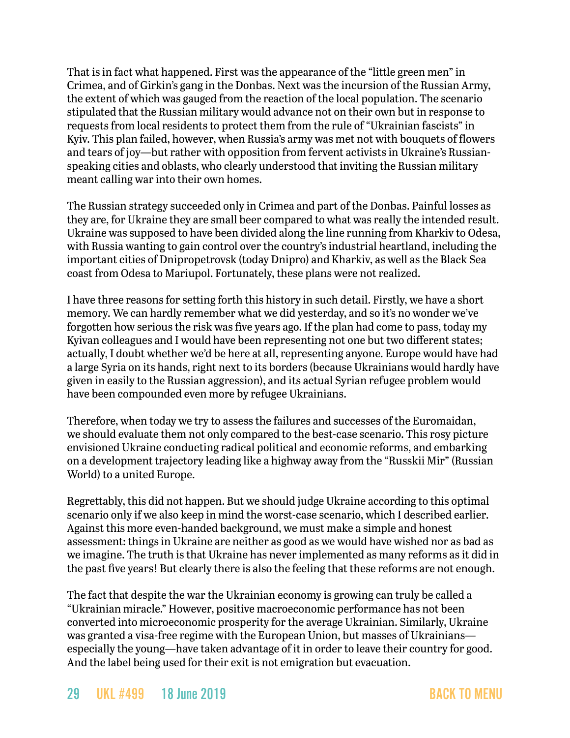That is in fact what happened. First was the appearance of the "little green men" in Crimea, and of Girkin's gang in the Donbas. Next was the incursion of the Russian Army, the extent of which was gauged from the reaction of the local population. The scenario stipulated that the Russian military would advance not on their own but in response to requests from local residents to protect them from the rule of "Ukrainian fascists" in Kyiv. This plan failed, however, when Russia's army was met not with bouquets of flowers and tears of joy—but rather with opposition from fervent activists in Ukraine's Russian-speaking cities and oblasts, who clearly understood that inviting the Russian military meant calling war into their own homes.

The Russian strategy succeeded only in Crimea and part of the Donbas. Painful losses as they are, for Ukraine they are small beer compared to what was really the intended result. Ukraine was supposed to have been divided along the line running from Kharkiv to Odesa, with Russia wanting to gain control over the country's industrial heartland, including the important cities of Dnipropetrovsk (today Dnipro) and Kharkiv, as well as the Black Sea coast from Odesa to Mariupol. Fortunately, these plans were not realized.

I have three reasons for setting forth this history in such detail. Firstly, we have a short memory. We can hardly remember what we did yesterday, and so it's no wonder we've forgotten how serious the risk was five years ago. If the plan had come to pass, today my Kyivan colleagues and I would have been representing not one but two different states; actually, I doubt whether we'd be here at all, representing anyone. Europe would have had a large Syria on its hands, right next to its borders (because Ukrainians would hardly have given in easily to the Russian aggression), and its actual Syrian refugee problem would have been compounded even more by refugee Ukrainians.

Therefore, when today we try to assess the failures and successes of the Euromaidan, we should evaluate them not only compared to the best-case scenario. This rosy picture envisioned Ukraine conducting radical political and economic reforms, and embarking on a development trajectory leading like a highway away from the "Russkii Mir" (Russian World) to a united Europe.

Regrettably, this did not happen. But we should judge Ukraine according to this optimal scenario only if we also keep in mind the worst-case scenario, which I described earlier. Against this more even-handed background, we must make a simple and honest assessment: things in Ukraine are neither as good as we would have wished nor as bad as we imagine. The truth is that Ukraine has never implemented as many reforms as it did in the past five years! But clearly there is also the feeling that these reforms are not enough.

The fact that despite the war the Ukrainian economy is growing can truly be called a "Ukrainian miracle." However, positive macroeconomic performance has not been converted into microeconomic prosperity for the average Ukrainian. Similarly, Ukraine was granted a visa-free regime with the European Union, but masses of Ukrainians—especially the young—have taken advantage of it in order to leave their country for good. And the label being used for their exit is not emigration but evacuation.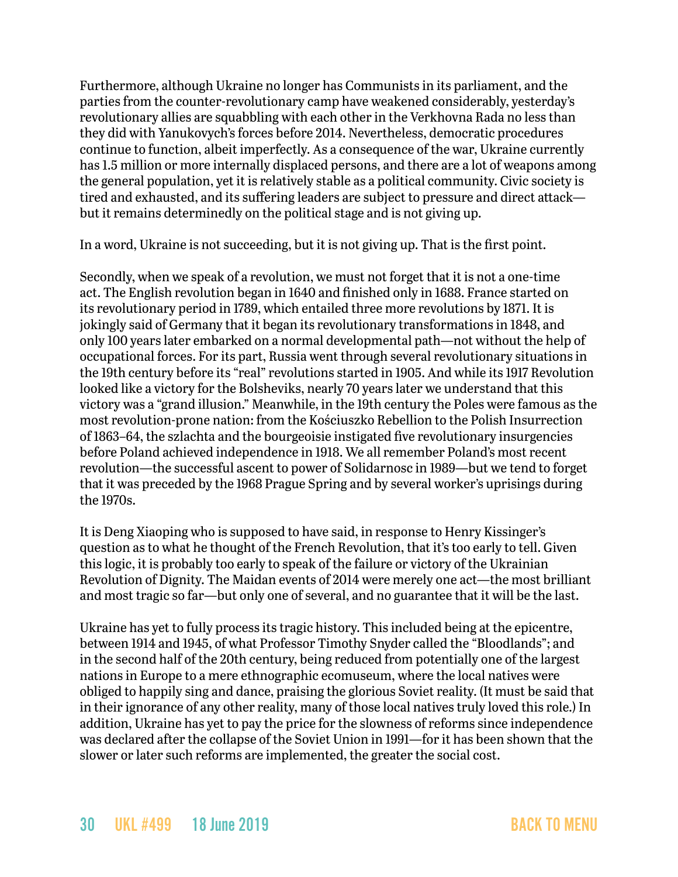Furthermore, although Ukraine no longer has Communists in its parliament, and the parties from the counter-revolutionary camp have weakened considerably, yesterday's revolutionary allies are squabbling with each other in the Verkhovna Rada no less than they did with Yanukovych's forces before 2014. Nevertheless, democratic procedures continue to function, albeit imperfectly. As a consequence of the war, Ukraine currently has 1.5 million or more internally displaced persons, and there are a lot of weapons among the general population, yet it is relatively stable as a political community. Civic society is tired and exhausted, and its suffering leaders are subject to pressure and direct attack—but it remains determinedly on the political stage and is not giving up.

In a word, Ukraine is not succeeding, but it is not giving up. That is the first point.

Secondly, when we speak of a revolution, we must not forget that it is not a one-time act. The English revolution began in 1640 and finished only in 1688. France started on its revolutionary period in 1789, which entailed three more revolutions by 1871. It is jokingly said of Germany that it began its revolutionary transformations in 1848, and only 100 years later embarked on a normal developmental path—not without the help of occupational forces. For its part, Russia went through several revolutionary situations in the 19th century before its "real" revolutions started in 1905. And while its 1917 Revolution looked like a victory for the Bolsheviks, nearly 70 years later we understand that this victory was a "grand illusion." Meanwhile, in the 19th century the Poles were famous as the most revolution-prone nation: from the Kościuszko Rebellion to the Polish Insurrection of 1863–64, the szlachta and the bourgeoisie instigated five revolutionary insurgencies before Poland achieved independence in 1918. We all remember Poland's most recent revolution—the successful ascent to power of Solidarnosc in 1989—but we tend to forget that it was preceded by the 1968 Prague Spring and by several worker's uprisings during the 1970s.

It is Deng Xiaoping who is supposed to have said, in response to Henry Kissinger's question as to what he thought of the French Revolution, that it's too early to tell. Given this logic, it is probably too early to speak of the failure or victory of the Ukrainian Revolution of Dignity. The Maidan events of 2014 were merely one act—the most brilliant and most tragic so far—but only one of several, and no guarantee that it will be the last.

Ukraine has yet to fully process its tragic history. This included being at the epicentre, between 1914 and 1945, of what Professor Timothy Snyder called the "Bloodlands"; and in the second half of the 20th century, being reduced from potentially one of the largest nations in Europe to a mere ethnographic ecomuseum, where the local natives were obliged to happily sing and dance, praising the glorious Soviet reality. (It must be said that in their ignorance of any other reality, many of those local natives truly loved this role.) In addition, Ukraine has yet to pay the price for the slowness of reforms since independence was declared after the collapse of the Soviet Union in 1991—for it has been shown that the slower or later such reforms are implemented, the greater the social cost.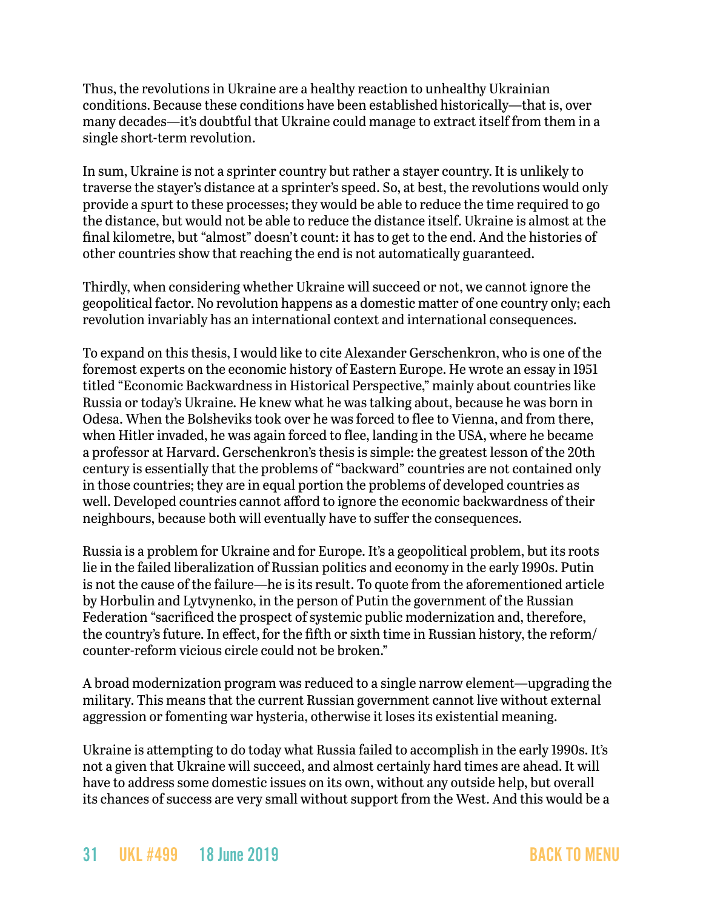Thus, the revolutions in Ukraine are a healthy reaction to unhealthy Ukrainian conditions. Because these conditions have been established historically—that is, over many decades—it's doubtful that Ukraine could manage to extract itself from them in a single short-term revolution.

In sum, Ukraine is not a sprinter country but rather a stayer country. It is unlikely to traverse the stayer's distance at a sprinter's speed. So, at best, the revolutions would only provide a spurt to these processes; they would be able to reduce the time required to go the distance, but would not be able to reduce the distance itself. Ukraine is almost at the final kilometre, but "almost" doesn't count: it has to get to the end. And the histories of other countries show that reaching the end is not automatically guaranteed.

Thirdly, when considering whether Ukraine will succeed or not, we cannot ignore the geopolitical factor. No revolution happens as a domestic matter of one country only; each revolution invariably has an international context and international consequences.

To expand on this thesis, I would like to cite Alexander Gerschenkron, who is one of the foremost experts on the economic history of Eastern Europe. He wrote an essay in 1951 titled "Economic Backwardness in Historical Perspective," mainly about countries like Russia or today's Ukraine. He knew what he was talking about, because he was born in Odesa. When the Bolsheviks took over he was forced to flee to Vienna, and from there, when Hitler invaded, he was again forced to flee, landing in the USA, where he became a professor at Harvard. Gerschenkron's thesis is simple: the greatest lesson of the 20th century is essentially that the problems of "backward" countries are not contained only in those countries; they are in equal portion the problems of developed countries as well. Developed countries cannot afford to ignore the economic backwardness of their neighbours, because both will eventually have to suffer the consequences.

Russia is a problem for Ukraine and for Europe. It's a geopolitical problem, but its roots lie in the failed liberalization of Russian politics and economy in the early 1990s. Putin is not the cause of the failure—he is its result. To quote from the aforementioned article by Horbulin and Lytvynenko, in the person of Putin the government of the Russian Federation "sacrificed the prospect of systemic public modernization and, therefore, the country's future. In effect, for the fifth or sixth time in Russian history, the reform/counter-reform vicious circle could not be broken."

A broad modernization program was reduced to a single narrow element—upgrading the military. This means that the current Russian government cannot live without external aggression or fomenting war hysteria, otherwise it loses its existential meaning.

Ukraine is attempting to do today what Russia failed to accomplish in the early 1990s. It's not a given that Ukraine will succeed, and almost certainly hard times are ahead. It will have to address some domestic issues on its own, without any outside help, but overall its chances of success are very small without support from the West. And this would be a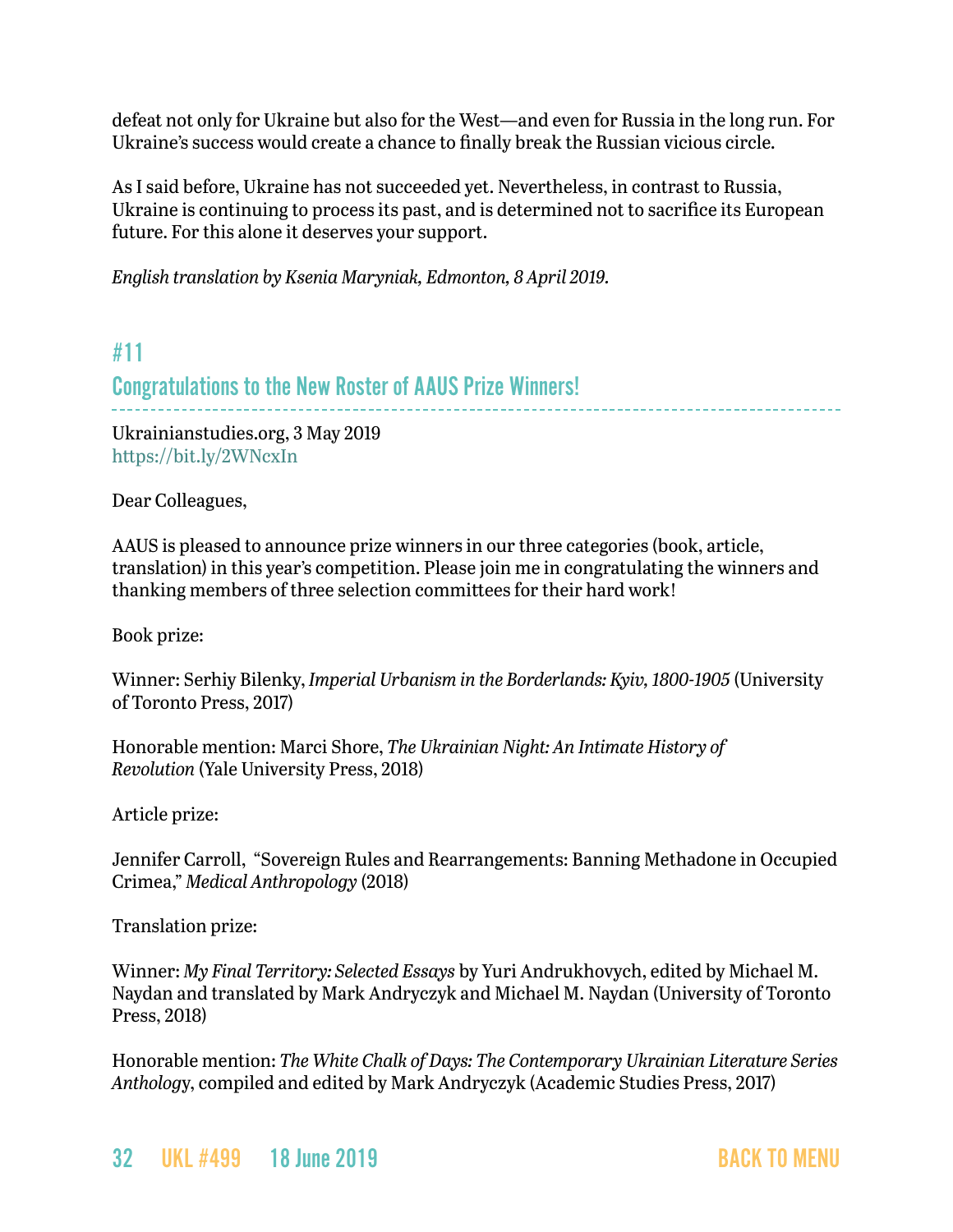defeat not only for Ukraine but also for the West—and even for Russia in the long run. For Ukraine's success would create a chance to finally break the Russian vicious circle.

As I said before, Ukraine has not succeeded yet. Nevertheless, in contrast to Russia, Ukraine is continuing to process its past, and is determined not to sacrifice its European future. For this alone it deserves your support.

*English translation by Ksenia Maryniak, Edmonton, 8 April 2019.*

## #11

## Congratulations to the New Roster of AAUS Prize Winners!

Ukrainianstudies.org, 3 May 2019
https://bit.ly/2WNcxIn

Dear Colleagues,

AAUS is pleased to announce prize winners in our three categories (book, article, translation) in this year's competition. Please join me in congratulating the winners and thanking members of three selection committees for their hard work!

Book prize:

Winner: Serhiy Bilenky, *Imperial Urbanism in the Borderlands: Kyiv, 1800-1905* (University of Toronto Press, 2017)

Honorable mention: Marci Shore, *The Ukrainian Night: An Intimate History of Revolution* (Yale University Press, 2018)

Article prize:

Jennifer Carroll, "Sovereign Rules and Rearrangements: Banning Methadone in Occupied Crimea," *Medical Anthropology* (2018)

Translation prize:

Winner: *My Final Territory: Selected Essays* by Yuri Andrukhovych, edited by Michael M. Naydan and translated by Mark Andryczyk and Michael M. Naydan (University of Toronto Press, 2018)

Honorable mention: *The White Chalk of Days: The Contemporary Ukrainian Literature Series Anthology*, compiled and edited by Mark Andryczyk (Academic Studies Press, 2017)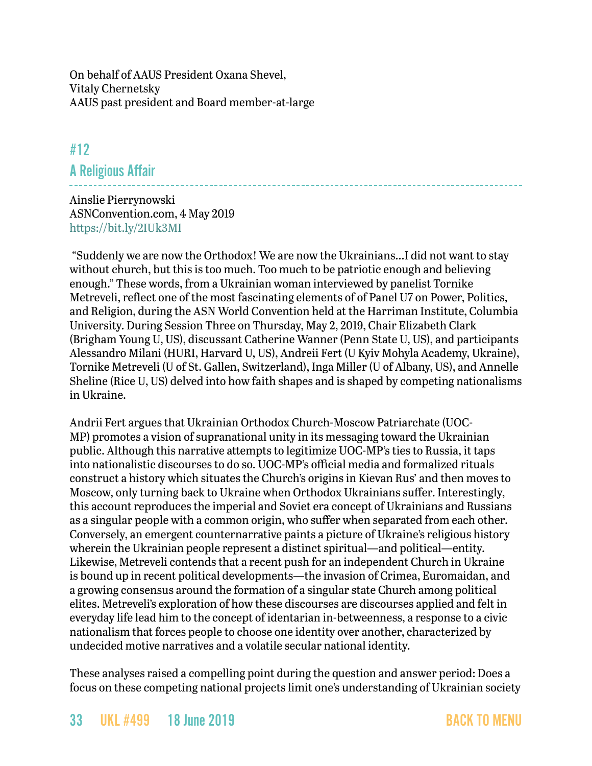On behalf of AAUS President Oxana Shevel,
Vitaly Chernetsky
AAUS past president and Board member-at-large

## #12
## A Religious Affair

Ainslie Pierrynowski
ASNConvention.com, 4 May 2019
https://bit.ly/2IUk3MI

"Suddenly we are now the Orthodox! We are now the Ukrainians...I did not want to stay without church, but this is too much. Too much to be patriotic enough and believing enough." These words, from a Ukrainian woman interviewed by panelist Tornike Metreveli, reflect one of the most fascinating elements of of Panel U7 on Power, Politics, and Religion, during the ASN World Convention held at the Harriman Institute, Columbia University. During Session Three on Thursday, May 2, 2019, Chair Elizabeth Clark (Brigham Young U, US), discussant Catherine Wanner (Penn State U, US), and participants Alessandro Milani (HURI, Harvard U, US), Andreii Fert (U Kyiv Mohyla Academy, Ukraine), Tornike Metreveli (U of St. Gallen, Switzerland), Inga Miller (U of Albany, US), and Annelle Sheline (Rice U, US) delved into how faith shapes and is shaped by competing nationalisms in Ukraine.

Andrii Fert argues that Ukrainian Orthodox Church-Moscow Patriarchate (UOC-MP) promotes a vision of supranational unity in its messaging toward the Ukrainian public. Although this narrative attempts to legitimize UOC-MP's ties to Russia, it taps into nationalistic discourses to do so. UOC-MP's official media and formalized rituals construct a history which situates the Church's origins in Kievan Rus' and then moves to Moscow, only turning back to Ukraine when Orthodox Ukrainians suffer. Interestingly, this account reproduces the imperial and Soviet era concept of Ukrainians and Russians as a singular people with a common origin, who suffer when separated from each other. Conversely, an emergent counternarrative paints a picture of Ukraine's religious history wherein the Ukrainian people represent a distinct spiritual—and political—entity. Likewise, Metreveli contends that a recent push for an independent Church in Ukraine is bound up in recent political developments—the invasion of Crimea, Euromaidan, and a growing consensus around the formation of a singular state Church among political elites. Metreveli's exploration of how these discourses are discourses applied and felt in everyday life lead him to the concept of identarian in-betweenness, a response to a civic nationalism that forces people to choose one identity over another, characterized by undecided motive narratives and a volatile secular national identity.

These analyses raised a compelling point during the question and answer period: Does a focus on these competing national projects limit one's understanding of Ukrainian society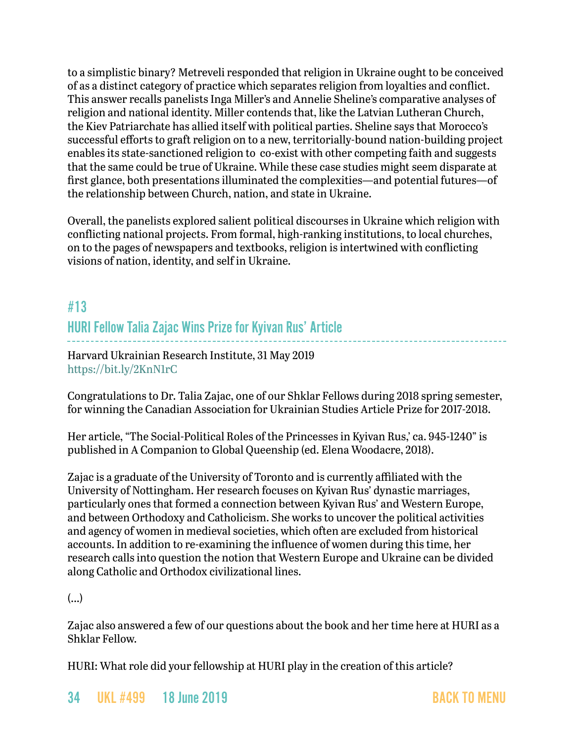to a simplistic binary? Metreveli responded that religion in Ukraine ought to be conceived of as a distinct category of practice which separates religion from loyalties and conflict. This answer recalls panelists Inga Miller's and Annelie Sheline's comparative analyses of religion and national identity. Miller contends that, like the Latvian Lutheran Church, the Kiev Patriarchate has allied itself with political parties. Sheline says that Morocco's successful efforts to graft religion on to a new, territorially-bound nation-building project enables its state-sanctioned religion to  co-exist with other competing faith and suggests that the same could be true of Ukraine. While these case studies might seem disparate at first glance, both presentations illuminated the complexities—and potential futures—of the relationship between Church, nation, and state in Ukraine.

Overall, the panelists explored salient political discourses in Ukraine which religion with conflicting national projects. From formal, high-ranking institutions, to local churches, on to the pages of newspapers and textbooks, religion is intertwined with conflicting visions of nation, identity, and self in Ukraine.

## #13
## HURI Fellow Talia Zajac Wins Prize for Kyivan Rus' Article

Harvard Ukrainian Research Institute, 31 May 2019
https://bit.ly/2KnN1rC

Congratulations to Dr. Talia Zajac, one of our Shklar Fellows during 2018 spring semester, for winning the Canadian Association for Ukrainian Studies Article Prize for 2017-2018.

Her article, "The Social-Political Roles of the Princesses in Kyivan Rus,' ca. 945-1240" is published in A Companion to Global Queenship (ed. Elena Woodacre, 2018).

Zajac is a graduate of the University of Toronto and is currently affiliated with the University of Nottingham. Her research focuses on Kyivan Rus' dynastic marriages, particularly ones that formed a connection between Kyivan Rus' and Western Europe, and between Orthodoxy and Catholicism. She works to uncover the political activities and agency of women in medieval societies, which often are excluded from historical accounts. In addition to re-examining the influence of women during this time, her research calls into question the notion that Western Europe and Ukraine can be divided along Catholic and Orthodox civilizational lines.

(…)

Zajac also answered a few of our questions about the book and her time here at HURI as a Shklar Fellow.

HURI: What role did your fellowship at HURI play in the creation of this article?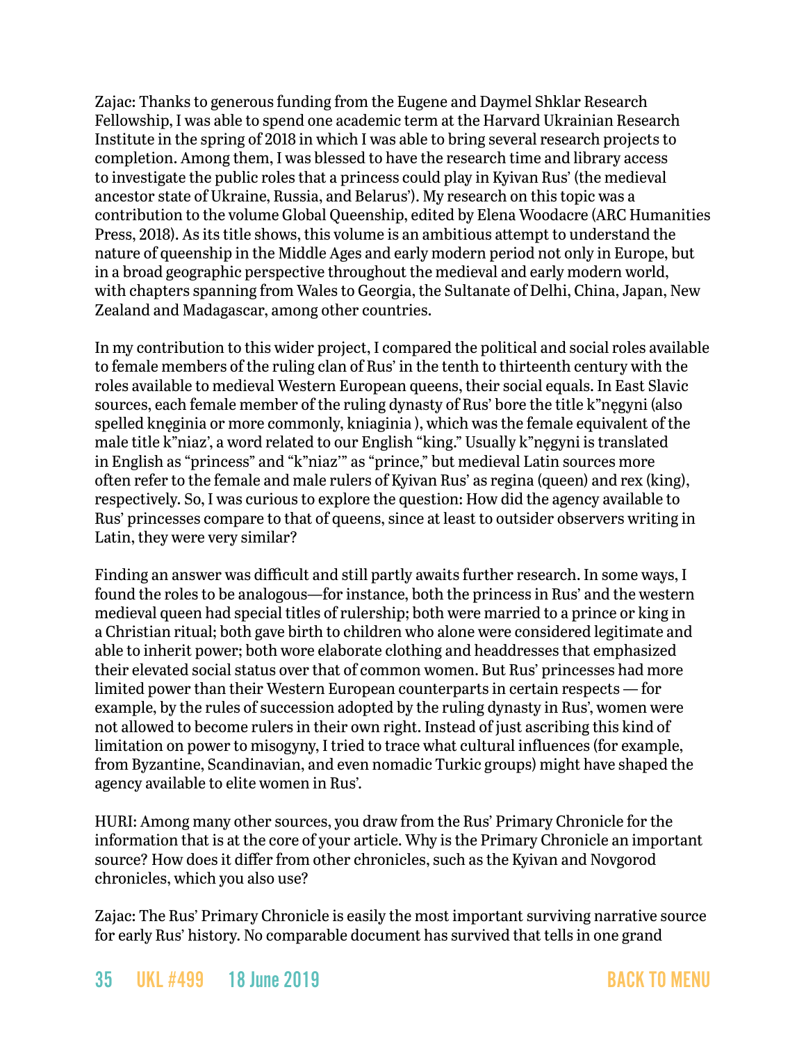Zajac: Thanks to generous funding from the Eugene and Daymel Shklar Research Fellowship, I was able to spend one academic term at the Harvard Ukrainian Research Institute in the spring of 2018 in which I was able to bring several research projects to completion. Among them, I was blessed to have the research time and library access to investigate the public roles that a princess could play in Kyivan Rus' (the medieval ancestor state of Ukraine, Russia, and Belarus'). My research on this topic was a contribution to the volume Global Queenship, edited by Elena Woodacre (ARC Humanities Press, 2018). As its title shows, this volume is an ambitious attempt to understand the nature of queenship in the Middle Ages and early modern period not only in Europe, but in a broad geographic perspective throughout the medieval and early modern world, with chapters spanning from Wales to Georgia, the Sultanate of Delhi, China, Japan, New Zealand and Madagascar, among other countries.

In my contribution to this wider project, I compared the political and social roles available to female members of the ruling clan of Rus' in the tenth to thirteenth century with the roles available to medieval Western European queens, their social equals. In East Slavic sources, each female member of the ruling dynasty of Rus' bore the title k"ęgyni (also spelled knęginia or more commonly, kniaginia ), which was the female equivalent of the male title k"niaz', a word related to our English "king." Usually k"ęgyni is translated in English as "princess" and "k"niaz'" as "prince," but medieval Latin sources more often refer to the female and male rulers of Kyivan Rus' as regina (queen) and rex (king), respectively. So, I was curious to explore the question: How did the agency available to Rus' princesses compare to that of queens, since at least to outsider observers writing in Latin, they were very similar?

Finding an answer was difficult and still partly awaits further research. In some ways, I found the roles to be analogous—for instance, both the princess in Rus' and the western medieval queen had special titles of rulership; both were married to a prince or king in a Christian ritual; both gave birth to children who alone were considered legitimate and able to inherit power; both wore elaborate clothing and headdresses that emphasized their elevated social status over that of common women. But Rus' princesses had more limited power than their Western European counterparts in certain respects — for example, by the rules of succession adopted by the ruling dynasty in Rus', women were not allowed to become rulers in their own right. Instead of just ascribing this kind of limitation on power to misogyny, I tried to trace what cultural influences (for example, from Byzantine, Scandinavian, and even nomadic Turkic groups) might have shaped the agency available to elite women in Rus'.

HURI: Among many other sources, you draw from the Rus' Primary Chronicle for the information that is at the core of your article. Why is the Primary Chronicle an important source? How does it differ from other chronicles, such as the Kyivan and Novgorod chronicles, which you also use?

Zajac: The Rus' Primary Chronicle is easily the most important surviving narrative source for early Rus' history. No comparable document has survived that tells in one grand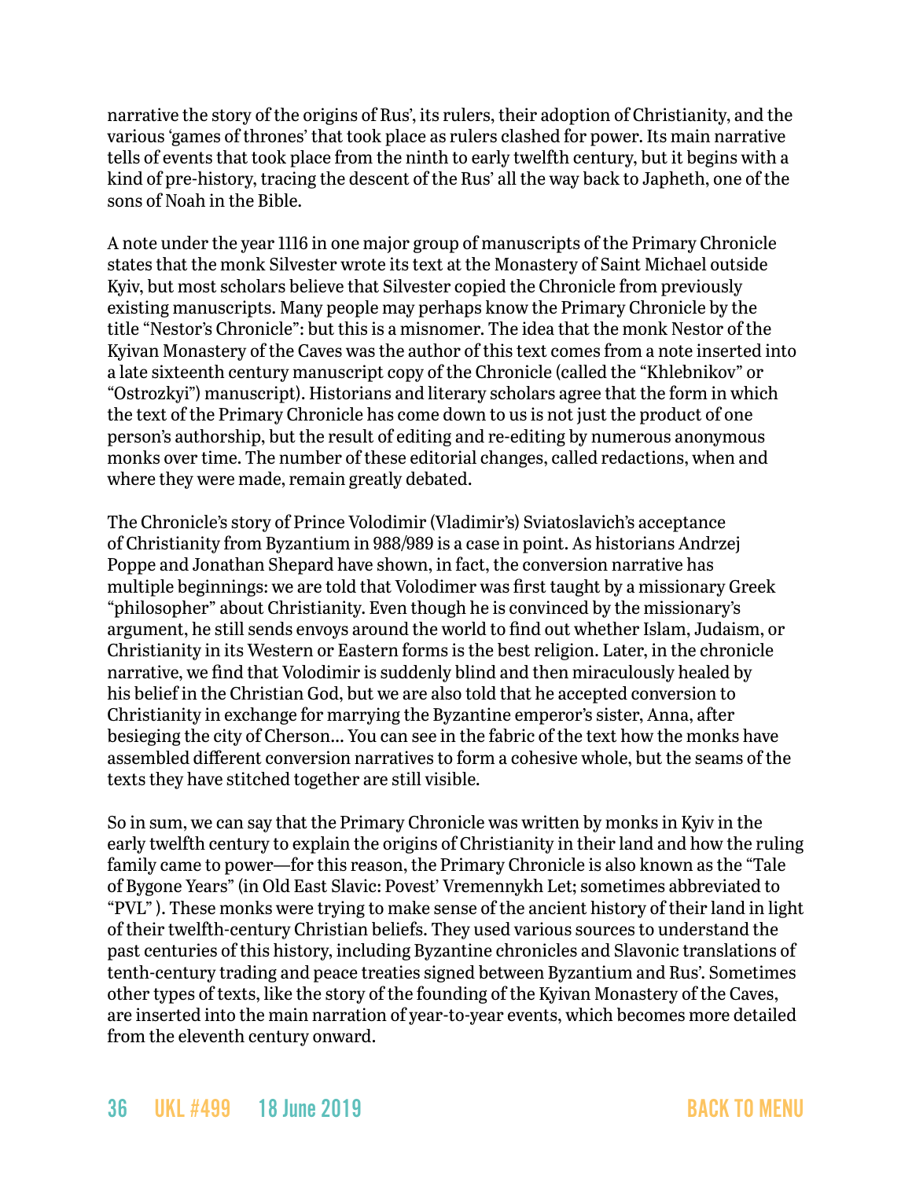narrative the story of the origins of Rus', its rulers, their adoption of Christianity, and the various 'games of thrones' that took place as rulers clashed for power. Its main narrative tells of events that took place from the ninth to early twelfth century, but it begins with a kind of pre-history, tracing the descent of the Rus' all the way back to Japheth, one of the sons of Noah in the Bible.

A note under the year 1116 in one major group of manuscripts of the Primary Chronicle states that the monk Silvester wrote its text at the Monastery of Saint Michael outside Kyiv, but most scholars believe that Silvester copied the Chronicle from previously existing manuscripts. Many people may perhaps know the Primary Chronicle by the title "Nestor's Chronicle": but this is a misnomer. The idea that the monk Nestor of the Kyivan Monastery of the Caves was the author of this text comes from a note inserted into a late sixteenth century manuscript copy of the Chronicle (called the "Khlebnikov" or "Ostrozkyi") manuscript). Historians and literary scholars agree that the form in which the text of the Primary Chronicle has come down to us is not just the product of one person's authorship, but the result of editing and re-editing by numerous anonymous monks over time. The number of these editorial changes, called redactions, when and where they were made, remain greatly debated.

The Chronicle's story of Prince Volodimir (Vladimir's) Sviatoslavich's acceptance of Christianity from Byzantium in 988/989 is a case in point. As historians Andrzej Poppe and Jonathan Shepard have shown, in fact, the conversion narrative has multiple beginnings: we are told that Volodimer was first taught by a missionary Greek "philosopher" about Christianity. Even though he is convinced by the missionary's argument, he still sends envoys around the world to find out whether Islam, Judaism, or Christianity in its Western or Eastern forms is the best religion. Later, in the chronicle narrative, we find that Volodimir is suddenly blind and then miraculously healed by his belief in the Christian God, but we are also told that he accepted conversion to Christianity in exchange for marrying the Byzantine emperor's sister, Anna, after besieging the city of Cherson… You can see in the fabric of the text how the monks have assembled different conversion narratives to form a cohesive whole, but the seams of the texts they have stitched together are still visible.

So in sum, we can say that the Primary Chronicle was written by monks in Kyiv in the early twelfth century to explain the origins of Christianity in their land and how the ruling family came to power—for this reason, the Primary Chronicle is also known as the "Tale of Bygone Years" (in Old East Slavic: Povest' Vremennykh Let; sometimes abbreviated to "PVL" ). These monks were trying to make sense of the ancient history of their land in light of their twelfth-century Christian beliefs. They used various sources to understand the past centuries of this history, including Byzantine chronicles and Slavonic translations of tenth-century trading and peace treaties signed between Byzantium and Rus'. Sometimes other types of texts, like the story of the founding of the Kyivan Monastery of the Caves, are inserted into the main narration of year-to-year events, which becomes more detailed from the eleventh century onward.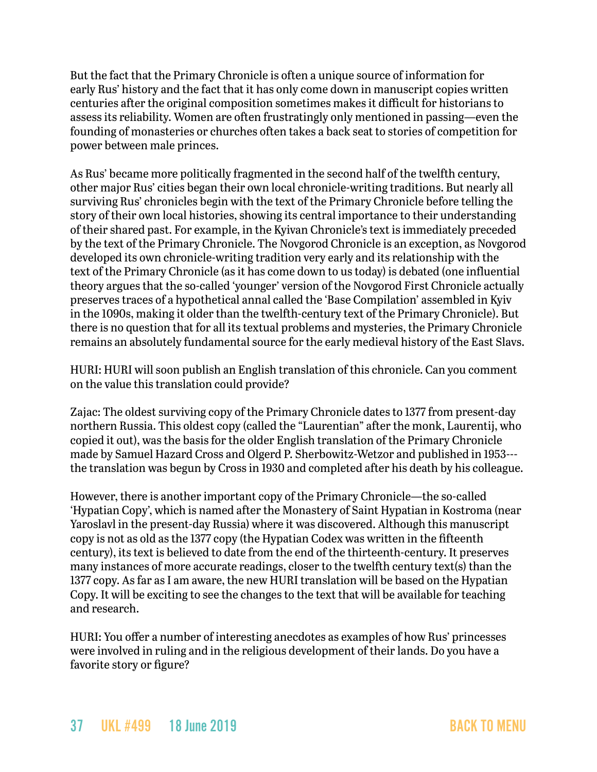But the fact that the Primary Chronicle is often a unique source of information for early Rus' history and the fact that it has only come down in manuscript copies written centuries after the original composition sometimes makes it difficult for historians to assess its reliability. Women are often frustratingly only mentioned in passing—even the founding of monasteries or churches often takes a back seat to stories of competition for power between male princes.

As Rus' became more politically fragmented in the second half of the twelfth century, other major Rus' cities began their own local chronicle-writing traditions. But nearly all surviving Rus' chronicles begin with the text of the Primary Chronicle before telling the story of their own local histories, showing its central importance to their understanding of their shared past. For example, in the Kyivan Chronicle's text is immediately preceded by the text of the Primary Chronicle. The Novgorod Chronicle is an exception, as Novgorod developed its own chronicle-writing tradition very early and its relationship with the text of the Primary Chronicle (as it has come down to us today) is debated (one influential theory argues that the so-called 'younger' version of the Novgorod First Chronicle actually preserves traces of a hypothetical annal called the 'Base Compilation' assembled in Kyiv in the 1090s, making it older than the twelfth-century text of the Primary Chronicle). But there is no question that for all its textual problems and mysteries, the Primary Chronicle remains an absolutely fundamental source for the early medieval history of the East Slavs.

HURI: HURI will soon publish an English translation of this chronicle. Can you comment on the value this translation could provide?

Zajac: The oldest surviving copy of the Primary Chronicle dates to 1377 from present-day northern Russia. This oldest copy (called the "Laurentian" after the monk, Laurentij, who copied it out), was the basis for the older English translation of the Primary Chronicle made by Samuel Hazard Cross and Olgerd P. Sherbowitz-Wetzor and published in 1953---the translation was begun by Cross in 1930 and completed after his death by his colleague.

However, there is another important copy of the Primary Chronicle—the so-called 'Hypatian Copy', which is named after the Monastery of Saint Hypatian in Kostroma (near Yaroslavl in the present-day Russia) where it was discovered. Although this manuscript copy is not as old as the 1377 copy (the Hypatian Codex was written in the fifteenth century), its text is believed to date from the end of the thirteenth-century. It preserves many instances of more accurate readings, closer to the twelfth century text(s) than the 1377 copy. As far as I am aware, the new HURI translation will be based on the Hypatian Copy. It will be exciting to see the changes to the text that will be available for teaching and research.

HURI: You offer a number of interesting anecdotes as examples of how Rus' princesses were involved in ruling and in the religious development of their lands. Do you have a favorite story or figure?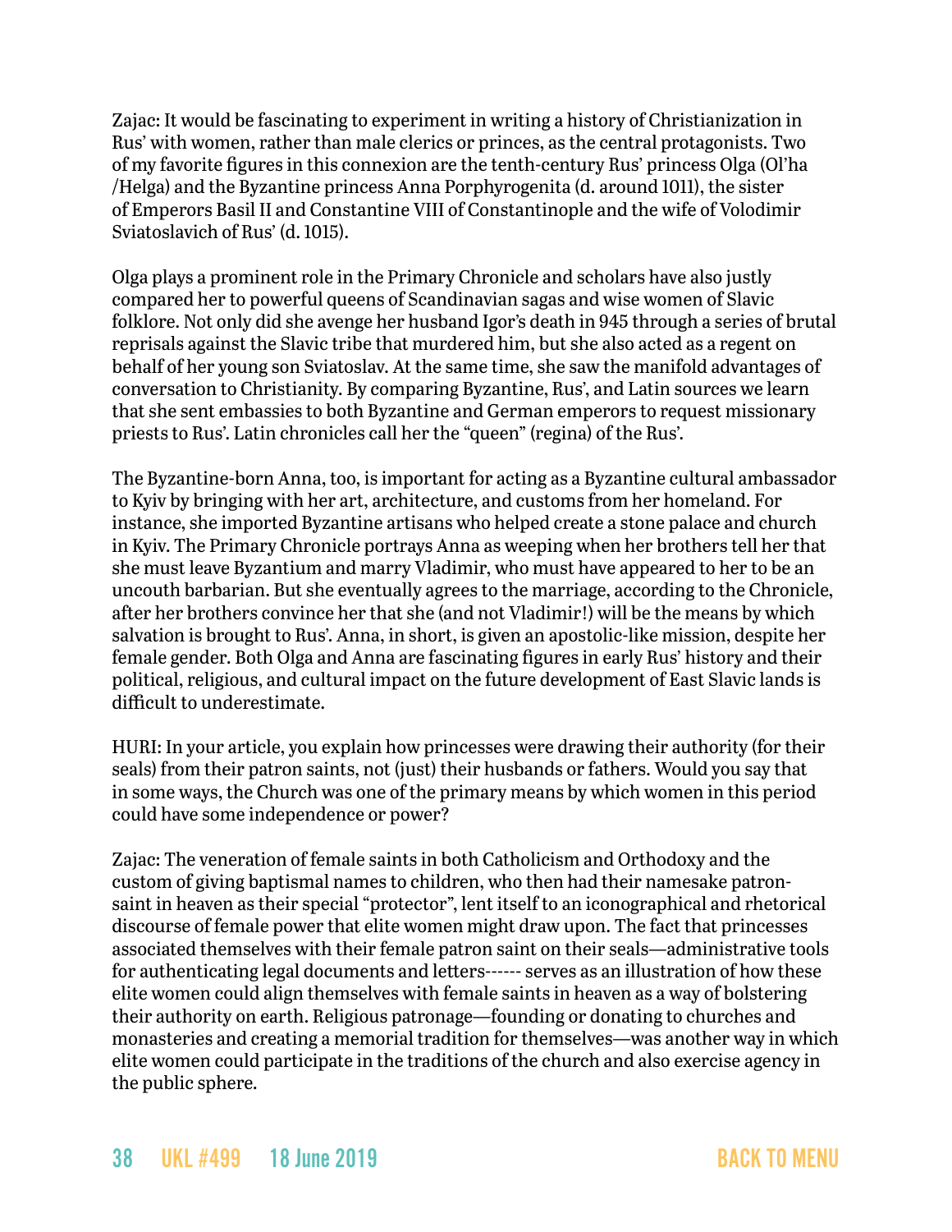Zajac: It would be fascinating to experiment in writing a history of Christianization in Rus' with women, rather than male clerics or princes, as the central protagonists. Two of my favorite figures in this connexion are the tenth-century Rus' princess Olga (Ol'ha /Helga) and the Byzantine princess Anna Porphyrogenita (d. around 1011), the sister of Emperors Basil II and Constantine VIII of Constantinople and the wife of Volodimir Sviatoslavich of Rus' (d. 1015).

Olga plays a prominent role in the Primary Chronicle and scholars have also justly compared her to powerful queens of Scandinavian sagas and wise women of Slavic folklore. Not only did she avenge her husband Igor's death in 945 through a series of brutal reprisals against the Slavic tribe that murdered him, but she also acted as a regent on behalf of her young son Sviatoslav. At the same time, she saw the manifold advantages of conversation to Christianity. By comparing Byzantine, Rus', and Latin sources we learn that she sent embassies to both Byzantine and German emperors to request missionary priests to Rus'. Latin chronicles call her the "queen" (regina) of the Rus'.

The Byzantine-born Anna, too, is important for acting as a Byzantine cultural ambassador to Kyiv by bringing with her art, architecture, and customs from her homeland. For instance, she imported Byzantine artisans who helped create a stone palace and church in Kyiv. The Primary Chronicle portrays Anna as weeping when her brothers tell her that she must leave Byzantium and marry Vladimir, who must have appeared to her to be an uncouth barbarian. But she eventually agrees to the marriage, according to the Chronicle, after her brothers convince her that she (and not Vladimir!) will be the means by which salvation is brought to Rus'. Anna, in short, is given an apostolic-like mission, despite her female gender. Both Olga and Anna are fascinating figures in early Rus' history and their political, religious, and cultural impact on the future development of East Slavic lands is difficult to underestimate.

HURI: In your article, you explain how princesses were drawing their authority (for their seals) from their patron saints, not (just) their husbands or fathers. Would you say that in some ways, the Church was one of the primary means by which women in this period could have some independence or power?

Zajac: The veneration of female saints in both Catholicism and Orthodoxy and the custom of giving baptismal names to children, who then had their namesake patron-saint in heaven as their special "protector", lent itself to an iconographical and rhetorical discourse of female power that elite women might draw upon. The fact that princesses associated themselves with their female patron saint on their seals—administrative tools for authenticating legal documents and letters------ serves as an illustration of how these elite women could align themselves with female saints in heaven as a way of bolstering their authority on earth. Religious patronage—founding or donating to churches and monasteries and creating a memorial tradition for themselves—was another way in which elite women could participate in the traditions of the church and also exercise agency in the public sphere.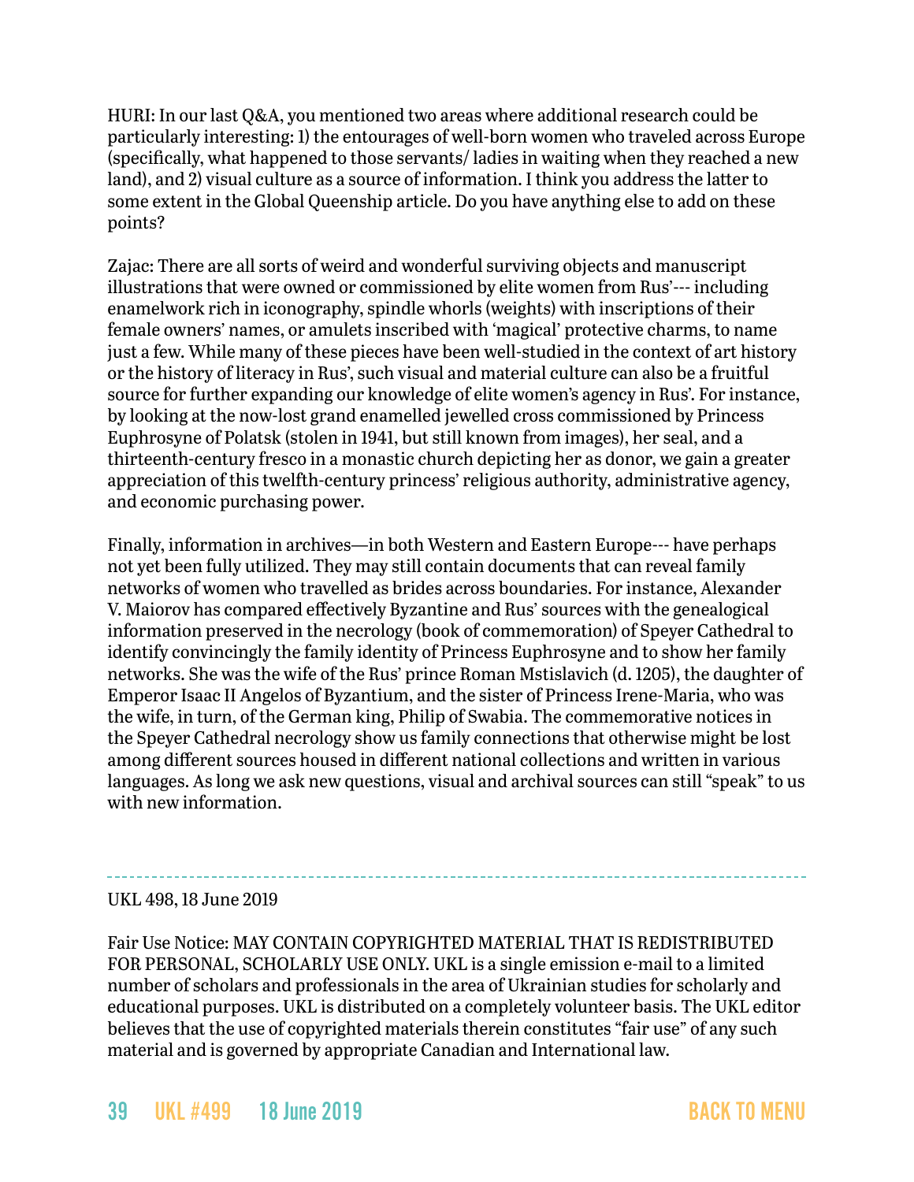HURI: In our last Q&A, you mentioned two areas where additional research could be particularly interesting: 1) the entourages of well-born women who traveled across Europe (specifically, what happened to those servants/ ladies in waiting when they reached a new land), and 2) visual culture as a source of information. I think you address the latter to some extent in the Global Queenship article. Do you have anything else to add on these points?

Zajac: There are all sorts of weird and wonderful surviving objects and manuscript illustrations that were owned or commissioned by elite women from Rus'--- including enamelwork rich in iconography, spindle whorls (weights) with inscriptions of their female owners' names, or amulets inscribed with 'magical' protective charms, to name just a few. While many of these pieces have been well-studied in the context of art history or the history of literacy in Rus', such visual and material culture can also be a fruitful source for further expanding our knowledge of elite women's agency in Rus'. For instance, by looking at the now-lost grand enamelled jewelled cross commissioned by Princess Euphrosyne of Polatsk (stolen in 1941, but still known from images), her seal, and a thirteenth-century fresco in a monastic church depicting her as donor, we gain a greater appreciation of this twelfth-century princess' religious authority, administrative agency, and economic purchasing power.

Finally, information in archives—in both Western and Eastern Europe--- have perhaps not yet been fully utilized. They may still contain documents that can reveal family networks of women who travelled as brides across boundaries. For instance, Alexander V. Maiorov has compared effectively Byzantine and Rus' sources with the genealogical information preserved in the necrology (book of commemoration) of Speyer Cathedral to identify convincingly the family identity of Princess Euphrosyne and to show her family networks. She was the wife of the Rus' prince Roman Mstislavich (d. 1205), the daughter of Emperor Isaac II Angelos of Byzantium, and the sister of Princess Irene-Maria, who was the wife, in turn, of the German king, Philip of Swabia. The commemorative notices in the Speyer Cathedral necrology show us family connections that otherwise might be lost among different sources housed in different national collections and written in various languages. As long we ask new questions, visual and archival sources can still "speak" to us with new information.

---

UKL 498, 18 June 2019

Fair Use Notice: MAY CONTAIN COPYRIGHTED MATERIAL THAT IS REDISTRIBUTED FOR PERSONAL, SCHOLARLY USE ONLY. UKL is a single emission e-mail to a limited number of scholars and professionals in the area of Ukrainian studies for scholarly and educational purposes. UKL is distributed on a completely volunteer basis. The UKL editor believes that the use of copyrighted materials therein constitutes "fair use" of any such material and is governed by appropriate Canadian and International law.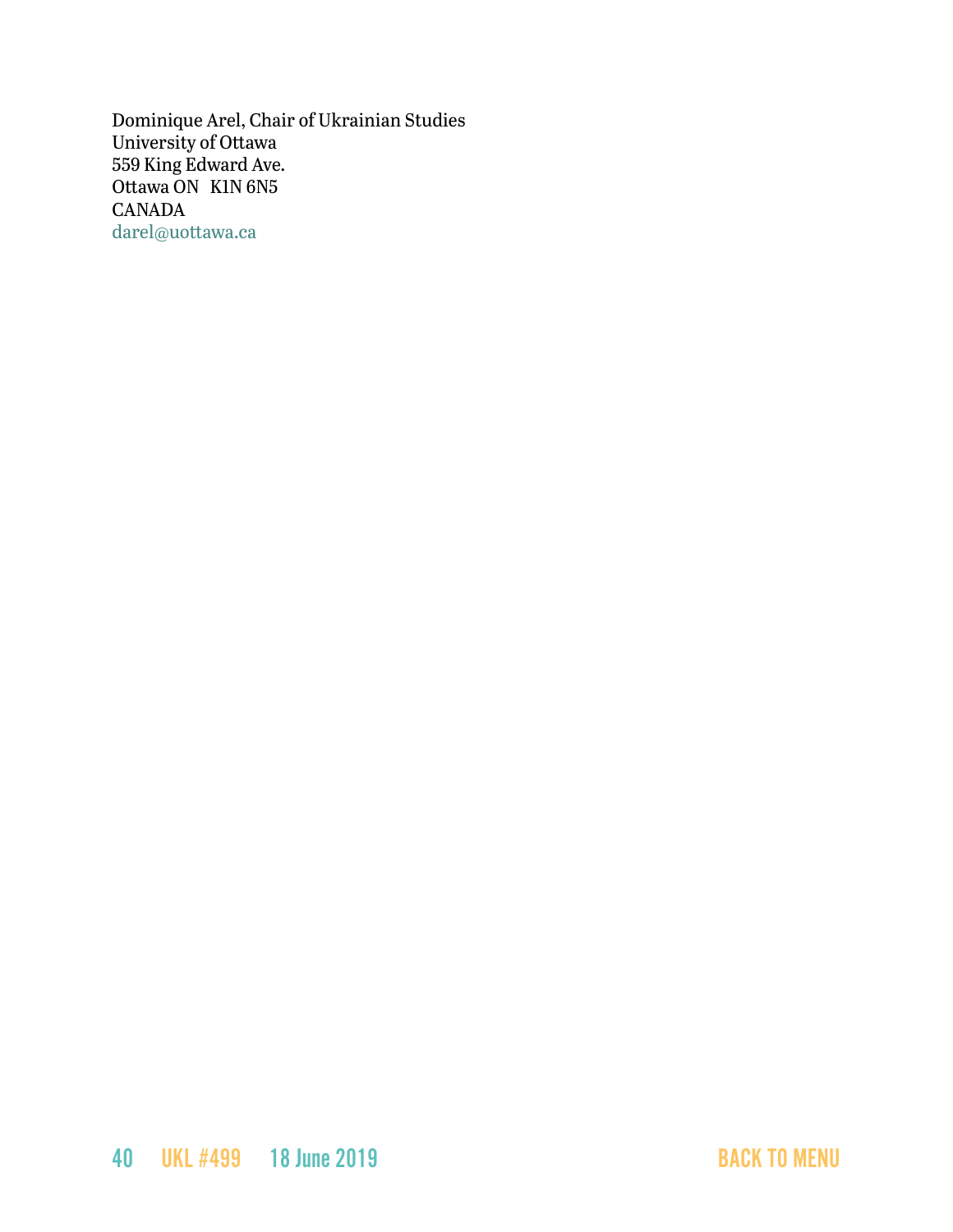Dominique Arel, Chair of Ukrainian Studies
University of Ottawa
559 King Edward Ave.
Ottawa ON K1N 6N5
CANADA
darel@uottawa.ca